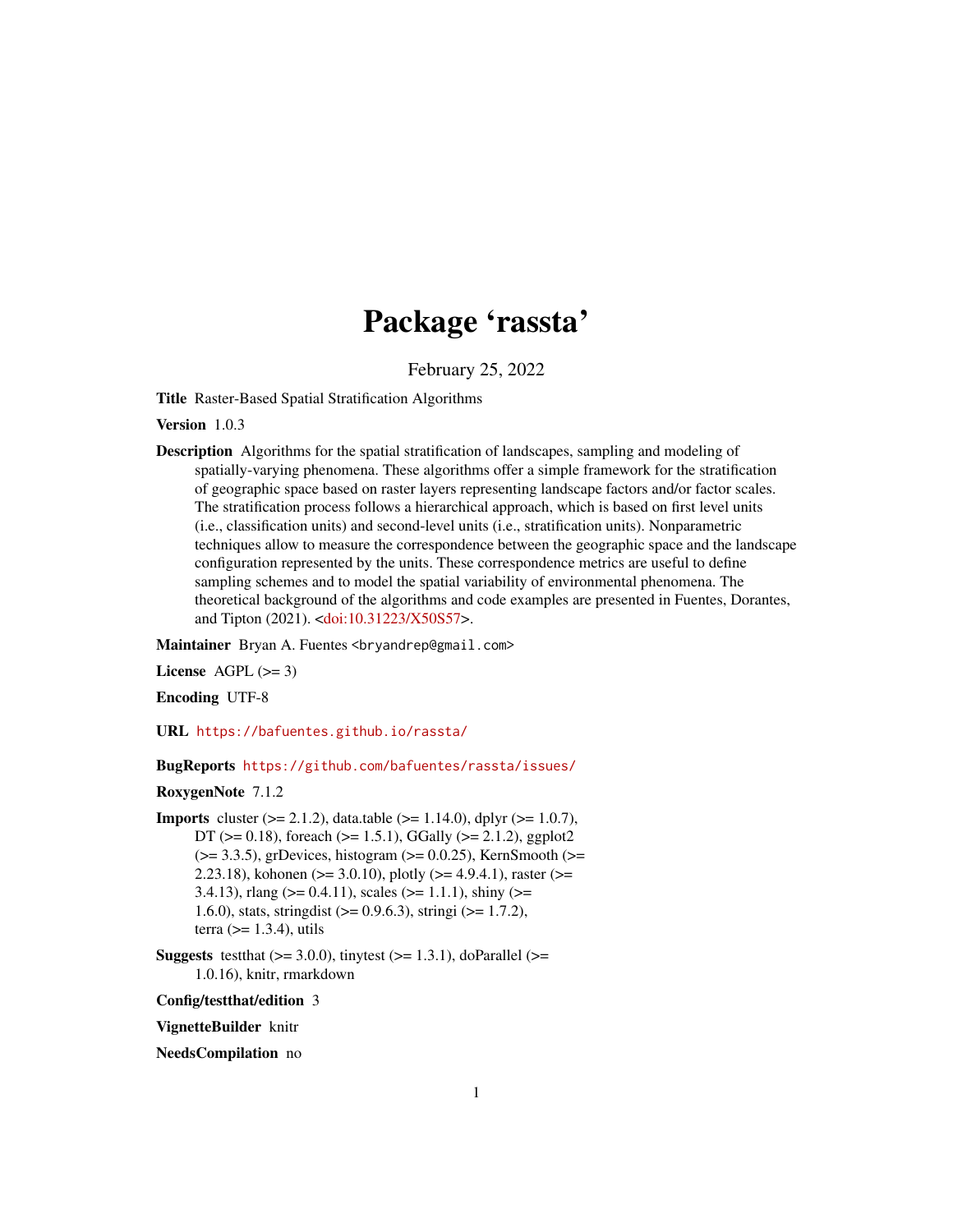# Package 'rassta'

February 25, 2022

**Title** Raster-Based Spatial Stratification Algorithms

**Version** 1.0.3

**Description** Algorithms for the spatial stratification of landscapes, sampling and modeling of spatially-varying phenomena. These algorithms offer a simple framework for the stratification of geographic space based on raster layers representing landscape factors and/or factor scales. The stratification process follows a hierarchical approach, which is based on first level units (i.e., classification units) and second-level units (i.e., stratification units). Nonparametric techniques allow to measure the correspondence between the geographic space and the landscape configuration represented by the units. These correspondence metrics are useful to define sampling schemes and to model the spatial variability of environmental phenomena. The theoretical background of the algorithms and code examples are presented in Fuentes, Dorantes, and Tipton (2021). <doi:10.31223/X50S57>.

**Maintainer** Bryan A. Fuentes <bryandrep@gmail.com>

**License** AGPL (>= 3)

**Encoding** UTF-8

**URL** https://bafuentes.github.io/rassta/

**BugReports** https://github.com/bafuentes/rassta/issues/

**RoxygenNote** 7.1.2

**Imports** cluster (>= 2.1.2), data.table (>= 1.14.0), dplyr (>= 1.0.7), DT (>= 0.18), foreach (>= 1.5.1), GGally (>= 2.1.2), ggplot2 (>= 3.3.5), grDevices, histogram (>= 0.0.25), KernSmooth (>= 2.23.18), kohonen (>= 3.0.10), plotly (>= 4.9.4.1), raster (>= 3.4.13), rlang (>= 0.4.11), scales (>= 1.1.1), shiny (>= 1.6.0), stats, stringdist (>= 0.9.6.3), stringi (>= 1.7.2), terra (>= 1.3.4), utils

**Suggests** testthat (>= 3.0.0), tinytest (>= 1.3.1), doParallel (>= 1.0.16), knitr, rmarkdown

**Config/testthat/edition** 3

**VignetteBuilder** knitr

**NeedsCompilation** no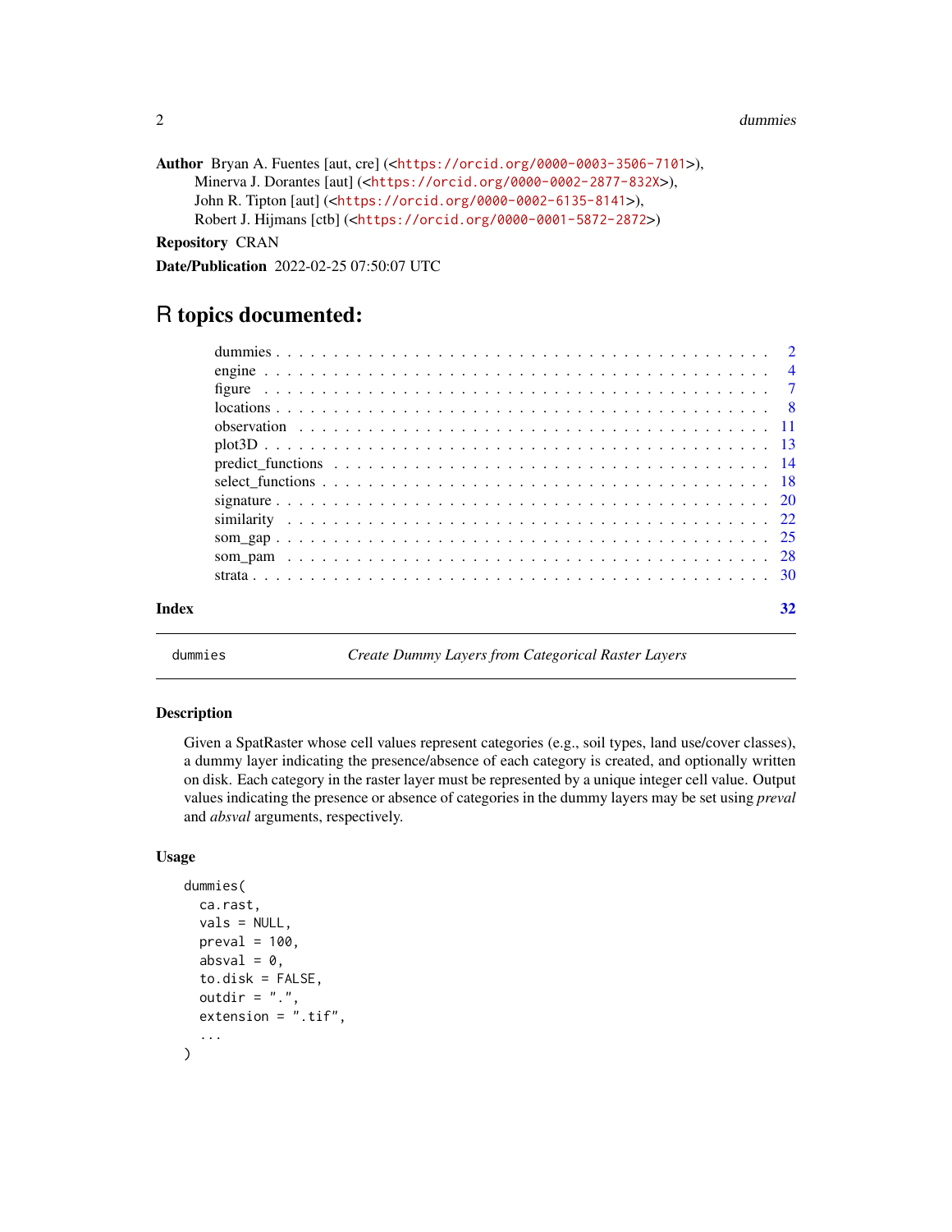**Author** Bryan A. Fuentes [aut, cre] (<https://orcid.org/0000-0003-3506-7101>),
Minerva J. Dorantes [aut] (<https://orcid.org/0000-0002-2877-832X>),
John R. Tipton [aut] (<https://orcid.org/0000-0002-6135-8141>),
Robert J. Hijmans [ctb] (<https://orcid.org/0000-0001-5872-2872>)

**Repository** CRAN

**Date/Publication** 2022-02-25 07:50:07 UTC

# R topics documented:

- dummies . . . . . 2
- engine . . . . . 4
- figure . . . . . 7
- locations . . . . . 8
- observation . . . . . 11
- plot3D . . . . . 13
- predict_functions . . . . . 14
- select_functions . . . . . 18
- signature . . . . . 20
- similarity . . . . . 22
- som_gap . . . . . 25
- som_pam . . . . . 28
- strata . . . . . 30

**Index** 32

---

`dummies` *Create Dummy Layers from Categorical Raster Layers*

---

### Description

Given a SpatRaster whose cell values represent categories (e.g., soil types, land use/cover classes), a dummy layer indicating the presence/absence of each category is created, and optionally written on disk. Each category in the raster layer must be represented by a unique integer cell value. Output values indicating the presence or absence of categories in the dummy layers may be set using *preval* and *absval* arguments, respectively.

### Usage

```
dummies(
  ca.rast,
  vals = NULL,
  preval = 100,
  absval = 0,
  to.disk = FALSE,
  outdir = ".",
  extension = ".tif",
  ...
)
```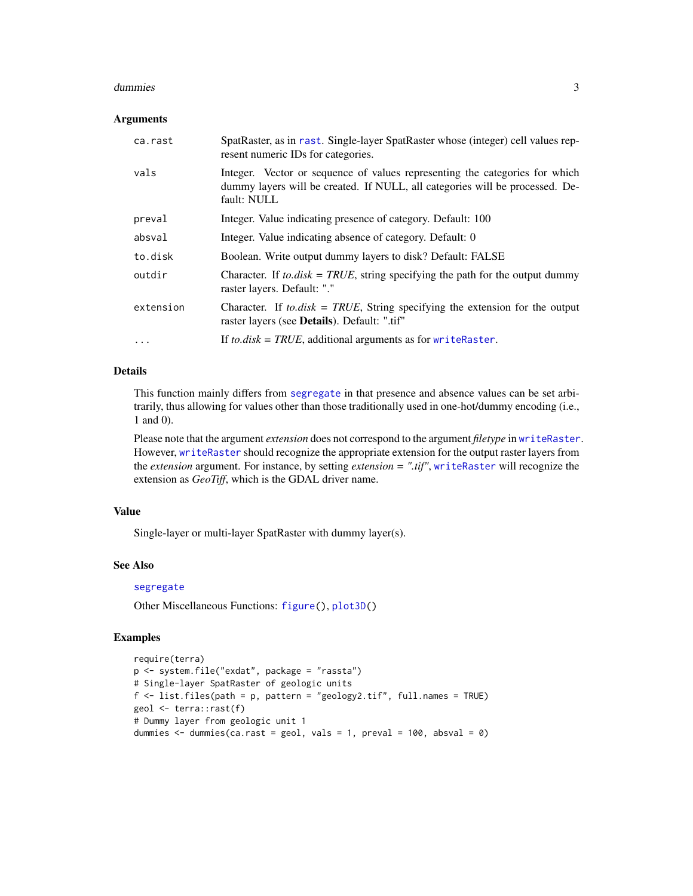### Arguments

| | |
|---|---|
| `ca.rast` | SpatRaster, as in `rast`. Single-layer SpatRaster whose (integer) cell values represent numeric IDs for categories. |
| `vals` | Integer. Vector or sequence of values representing the categories for which dummy layers will be created. If NULL, all categories will be processed. Default: NULL |
| `preval` | Integer. Value indicating presence of category. Default: 100 |
| `absval` | Integer. Value indicating absence of category. Default: 0 |
| `to.disk` | Boolean. Write output dummy layers to disk? Default: FALSE |
| `outdir` | Character. If *to.disk = TRUE*, string specifying the path for the output dummy raster layers. Default: "." |
| `extension` | Character. If *to.disk = TRUE*, String specifying the extension for the output raster layers (see **Details**). Default: ".tif" |
| `...` | If *to.disk = TRUE*, additional arguments as for `writeRaster`. |

### Details

This function mainly differs from `segregate` in that presence and absence values can be set arbitrarily, thus allowing for values other than those traditionally used in one-hot/dummy encoding (i.e., 1 and 0).

Please note that the argument *extension* does not correspond to the argument *filetype* in `writeRaster`. However, `writeRaster` should recognize the appropriate extension for the output raster layers from the *extension* argument. For instance, by setting *extension = ".tif"*, `writeRaster` will recognize the extension as *GeoTiff*, which is the GDAL driver name.

### Value

Single-layer or multi-layer SpatRaster with dummy layer(s).

### See Also

`segregate`

Other Miscellaneous Functions: `figure()`, `plot3D()`

### Examples

```
require(terra)
p <- system.file("exdat", package = "rassta")
# Single-layer SpatRaster of geologic units
f <- list.files(path = p, pattern = "geology2.tif", full.names = TRUE)
geol <- terra::rast(f)
# Dummy layer from geologic unit 1
dummies <- dummies(ca.rast = geol, vals = 1, preval = 100, absval = 0)
```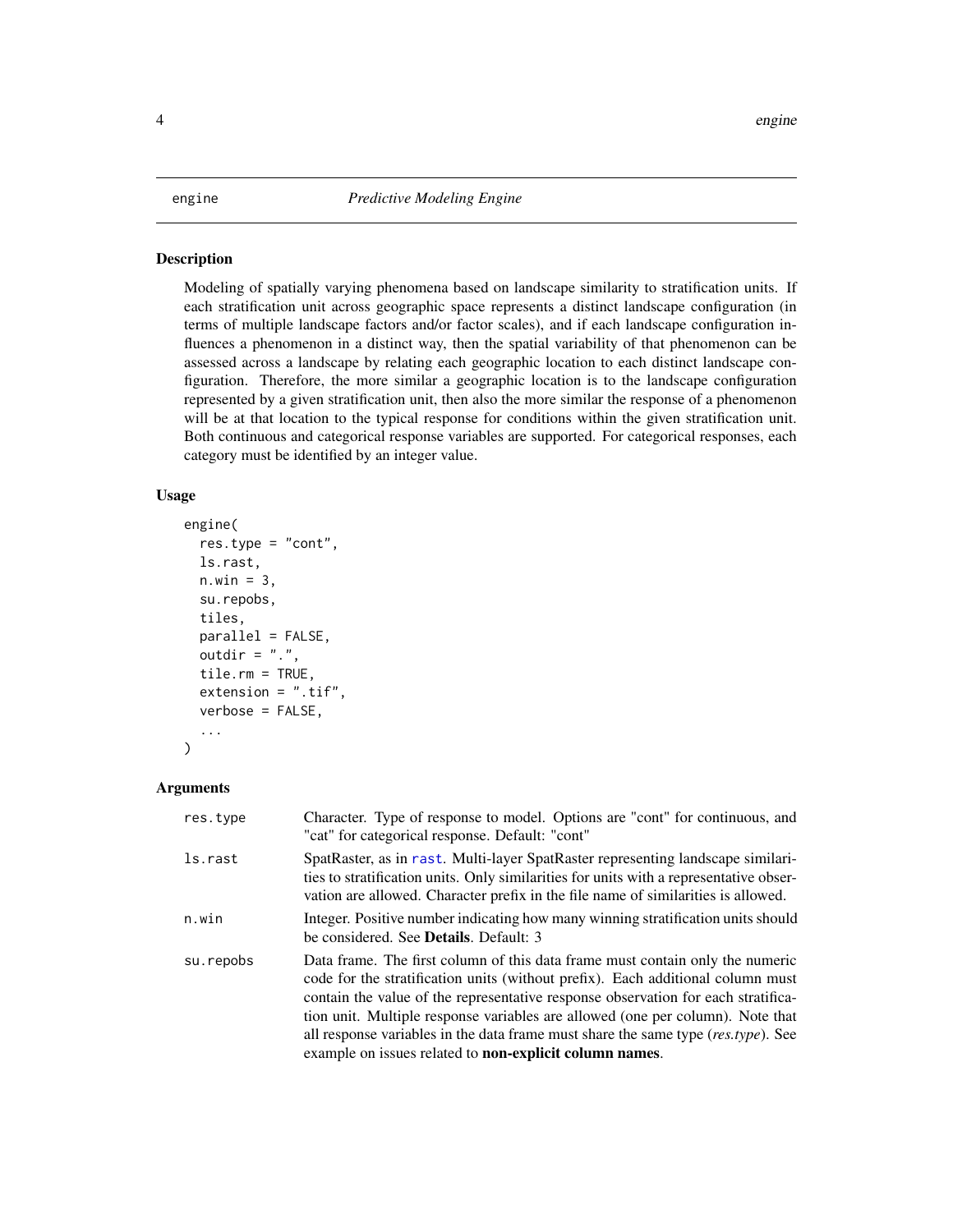# engine — *Predictive Modeling Engine*

## Description

Modeling of spatially varying phenomena based on landscape similarity to stratification units. If each stratification unit across geographic space represents a distinct landscape configuration (in terms of multiple landscape factors and/or factor scales), and if each landscape configuration influences a phenomenon in a distinct way, then the spatial variability of that phenomenon can be assessed across a landscape by relating each geographic location to each distinct landscape configuration. Therefore, the more similar a geographic location is to the landscape configuration represented by a given stratification unit, then also the more similar the response of a phenomenon will be at that location to the typical response for conditions within the given stratification unit. Both continuous and categorical response variables are supported. For categorical responses, each category must be identified by an integer value.

## Usage

```
engine(
  res.type = "cont",
  ls.rast,
  n.win = 3,
  su.repobs,
  tiles,
  parallel = FALSE,
  outdir = ".",
  tile.rm = TRUE,
  extension = ".tif",
  verbose = FALSE,
  ...
)
```

## Arguments

| | |
|---|---|
| `res.type` | Character. Type of response to model. Options are "cont" for continuous, and "cat" for categorical response. Default: "cont" |
| `ls.rast` | SpatRaster, as in `rast`. Multi-layer SpatRaster representing landscape similarities to stratification units. Only similarities for units with a representative observation are allowed. Character prefix in the file name of similarities is allowed. |
| `n.win` | Integer. Positive number indicating how many winning stratification units should be considered. See **Details**. Default: 3 |
| `su.repobs` | Data frame. The first column of this data frame must contain only the numeric code for the stratification units (without prefix). Each additional column must contain the value of the representative response observation for each stratification unit. Multiple response variables are allowed (one per column). Note that all response variables in the data frame must share the same type (*res.type*). See example on issues related to **non-explicit column names**. |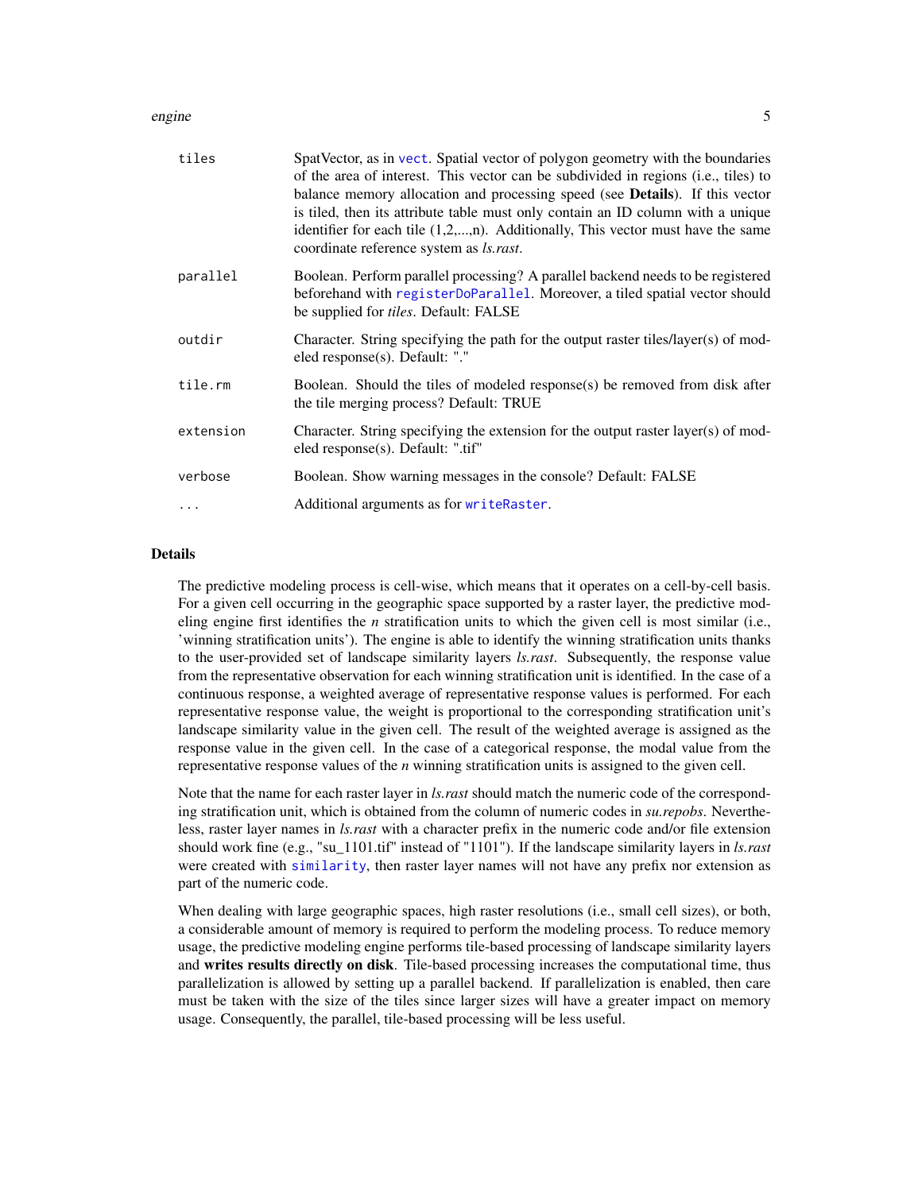| | |
|---|---|
| tiles | SpatVector, as in vect. Spatial vector of polygon geometry with the boundaries of the area of interest. This vector can be subdivided in regions (i.e., tiles) to balance memory allocation and processing speed (see **Details**). If this vector is tiled, then its attribute table must only contain an ID column with a unique identifier for each tile (1,2,...,n). Additionally, This vector must have the same coordinate reference system as *ls.rast*. |
| parallel | Boolean. Perform parallel processing? A parallel backend needs to be registered beforehand with registerDoParallel. Moreover, a tiled spatial vector should be supplied for *tiles*. Default: FALSE |
| outdir | Character. String specifying the path for the output raster tiles/layer(s) of modeled response(s). Default: "." |
| tile.rm | Boolean. Should the tiles of modeled response(s) be removed from disk after the tile merging process? Default: TRUE |
| extension | Character. String specifying the extension for the output raster layer(s) of modeled response(s). Default: ".tif" |
| verbose | Boolean. Show warning messages in the console? Default: FALSE |
| ... | Additional arguments as for writeRaster. |

## Details

The predictive modeling process is cell-wise, which means that it operates on a cell-by-cell basis. For a given cell occurring in the geographic space supported by a raster layer, the predictive modeling engine first identifies the *n* stratification units to which the given cell is most similar (i.e., 'winning stratification units'). The engine is able to identify the winning stratification units thanks to the user-provided set of landscape similarity layers *ls.rast*. Subsequently, the response value from the representative observation for each winning stratification unit is identified. In the case of a continuous response, a weighted average of representative response values is performed. For each representative response value, the weight is proportional to the corresponding stratification unit's landscape similarity value in the given cell. The result of the weighted average is assigned as the response value in the given cell. In the case of a categorical response, the modal value from the representative response values of the *n* winning stratification units is assigned to the given cell.

Note that the name for each raster layer in *ls.rast* should match the numeric code of the corresponding stratification unit, which is obtained from the column of numeric codes in *su.repobs*. Nevertheless, raster layer names in *ls.rast* with a character prefix in the numeric code and/or file extension should work fine (e.g., "su_1101.tif" instead of "1101"). If the landscape similarity layers in *ls.rast* were created with similarity, then raster layer names will not have any prefix nor extension as part of the numeric code.

When dealing with large geographic spaces, high raster resolutions (i.e., small cell sizes), or both, a considerable amount of memory is required to perform the modeling process. To reduce memory usage, the predictive modeling engine performs tile-based processing of landscape similarity layers and **writes results directly on disk**. Tile-based processing increases the computational time, thus parallelization is allowed by setting up a parallel backend. If parallelization is enabled, then care must be taken with the size of the tiles since larger sizes will have a greater impact on memory usage. Consequently, the parallel, tile-based processing will be less useful.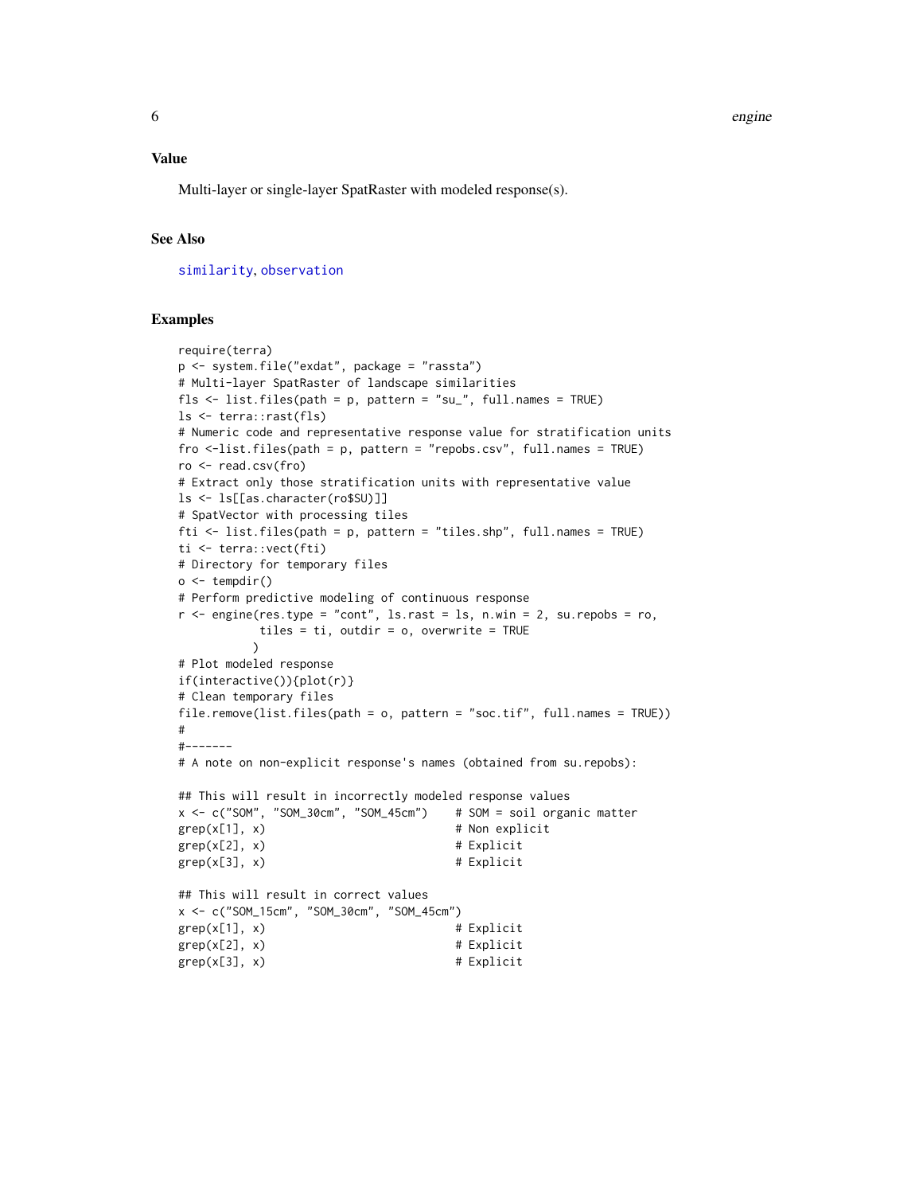## Value

Multi-layer or single-layer SpatRaster with modeled response(s).

## See Also

similarity, observation

## Examples

```
require(terra)
p <- system.file("exdat", package = "rassta")
# Multi-layer SpatRaster of landscape similarities
fls <- list.files(path = p, pattern = "su_", full.names = TRUE)
ls <- terra::rast(fls)
# Numeric code and representative response value for stratification units
fro <-list.files(path = p, pattern = "repobs.csv", full.names = TRUE)
ro <- read.csv(fro)
# Extract only those stratification units with representative value
ls <- ls[[as.character(ro$SU)]]
# SpatVector with processing tiles
fti <- list.files(path = p, pattern = "tiles.shp", full.names = TRUE)
ti <- terra::vect(fti)
# Directory for temporary files
o <- tempdir()
# Perform predictive modeling of continuous response
r <- engine(res.type = "cont", ls.rast = ls, n.win = 2, su.repobs = ro,
            tiles = ti, outdir = o, overwrite = TRUE
           )
# Plot modeled response
if(interactive()){plot(r)}
# Clean temporary files
file.remove(list.files(path = o, pattern = "soc.tif", full.names = TRUE))
#
#-------
# A note on non-explicit response's names (obtained from su.repobs):

## This will result in incorrectly modeled response values
x <- c("SOM", "SOM_30cm", "SOM_45cm")    # SOM = soil organic matter
grep(x[1], x)                            # Non explicit
grep(x[2], x)                            # Explicit
grep(x[3], x)                            # Explicit

## This will result in correct values
x <- c("SOM_15cm", "SOM_30cm", "SOM_45cm")
grep(x[1], x)                            # Explicit
grep(x[2], x)                            # Explicit
grep(x[3], x)                            # Explicit
```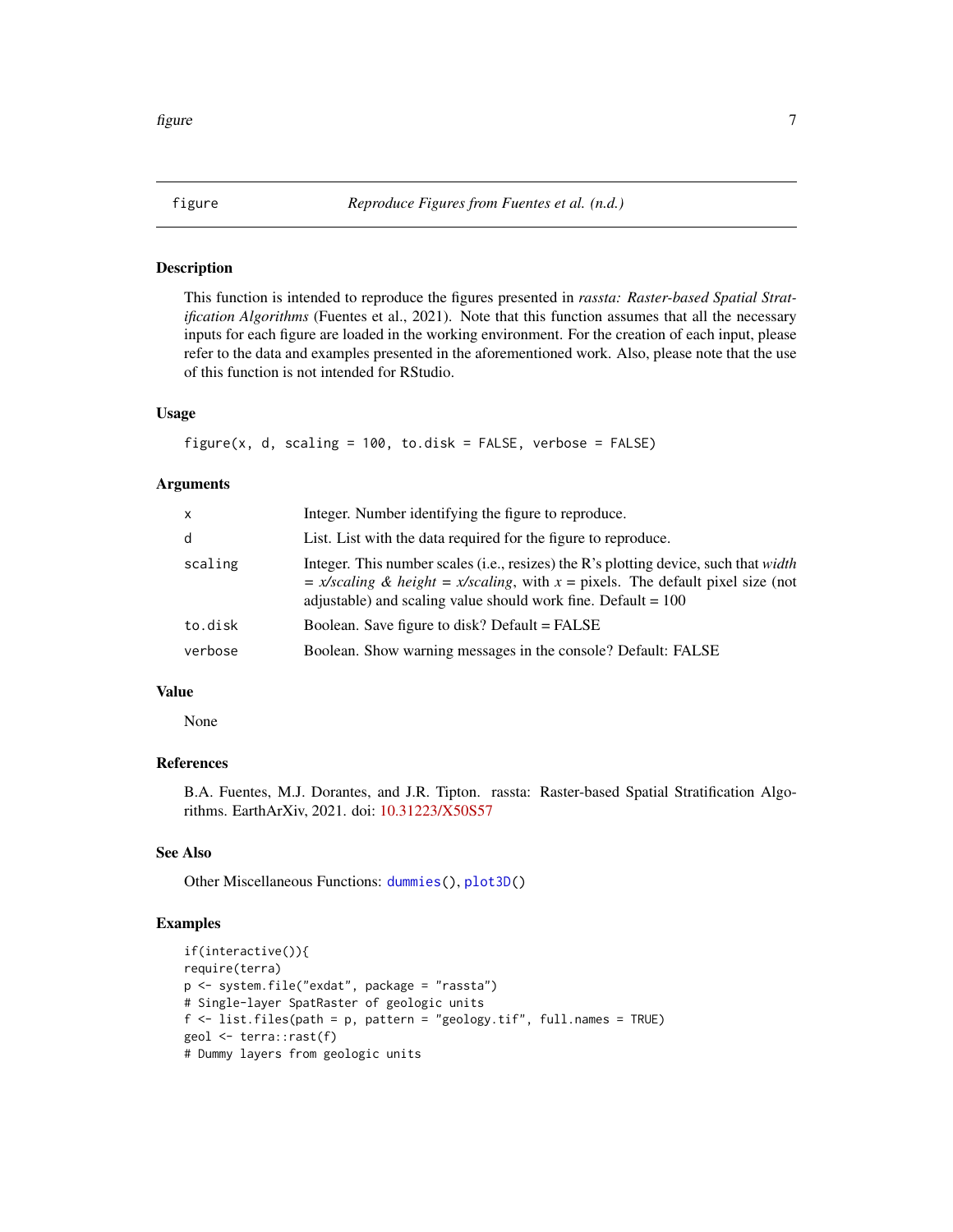## figure — *Reproduce Figures from Fuentes et al. (n.d.)*

### Description

This function is intended to reproduce the figures presented in *rassta: Raster-based Spatial Stratification Algorithms* (Fuentes et al., 2021). Note that this function assumes that all the necessary inputs for each figure are loaded in the working environment. For the creation of each input, please refer to the data and examples presented in the aforementioned work. Also, please note that the use of this function is not intended for RStudio.

### Usage

```
figure(x, d, scaling = 100, to.disk = FALSE, verbose = FALSE)
```

### Arguments

| | |
|---|---|
| `x` | Integer. Number identifying the figure to reproduce. |
| `d` | List. List with the data required for the figure to reproduce. |
| `scaling` | Integer. This number scales (i.e., resizes) the R's plotting device, such that *width = x/scaling & height = x/scaling*, with *x* = pixels. The default pixel size (not adjustable) and scaling value should work fine. Default = 100 |
| `to.disk` | Boolean. Save figure to disk? Default = FALSE |
| `verbose` | Boolean. Show warning messages in the console? Default: FALSE |

### Value

None

### References

B.A. Fuentes, M.J. Dorantes, and J.R. Tipton. rassta: Raster-based Spatial Stratification Algorithms. EarthArXiv, 2021. doi: 10.31223/X50S57

### See Also

Other Miscellaneous Functions: `dummies()`, `plot3D()`

### Examples

```
if(interactive()){
require(terra)
p <- system.file("exdat", package = "rassta")
# Single-layer SpatRaster of geologic units
f <- list.files(path = p, pattern = "geology.tif", full.names = TRUE)
geol <- terra::rast(f)
# Dummy layers from geologic units
```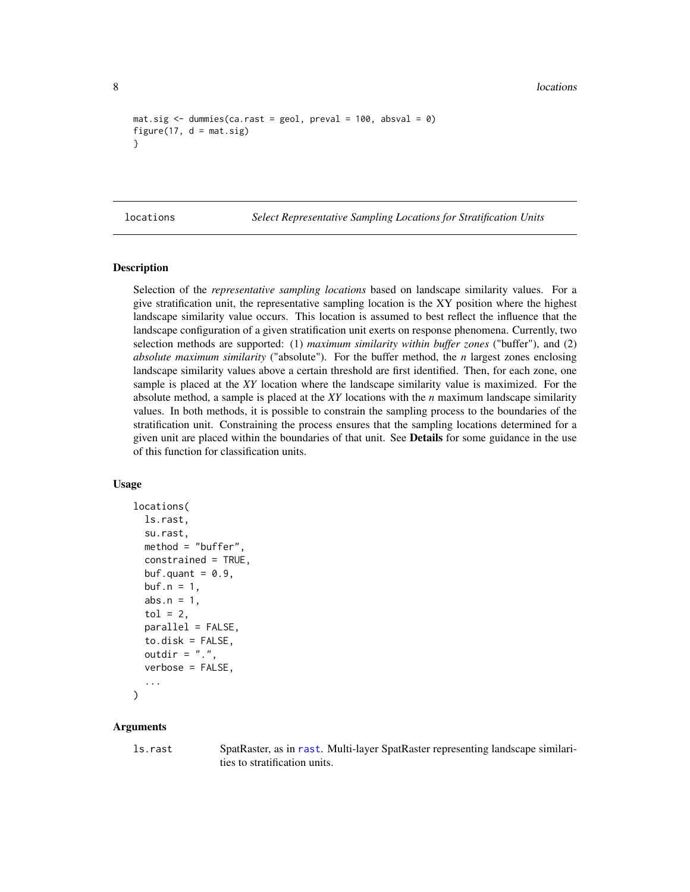```
mat.sig <- dummies(ca.rast = geol, preval = 100, absval = 0)
figure(17, d = mat.sig)
}
```

## locations — *Select Representative Sampling Locations for Stratification Units*

### Description

Selection of the *representative sampling locations* based on landscape similarity values. For a give stratification unit, the representative sampling location is the XY position where the highest landscape similarity value occurs. This location is assumed to best reflect the influence that the landscape configuration of a given stratification unit exerts on response phenomena. Currently, two selection methods are supported: (1) *maximum similarity within buffer zones* ("buffer"), and (2) *absolute maximum similarity* ("absolute"). For the buffer method, the *n* largest zones enclosing landscape similarity values above a certain threshold are first identified. Then, for each zone, one sample is placed at the *XY* location where the landscape similarity value is maximized. For the absolute method, a sample is placed at the *XY* locations with the *n* maximum landscape similarity values. In both methods, it is possible to constrain the sampling process to the boundaries of the stratification unit. Constraining the process ensures that the sampling locations determined for a given unit are placed within the boundaries of that unit. See **Details** for some guidance in the use of this function for classification units.

### Usage

```
locations(
  ls.rast,
  su.rast,
  method = "buffer",
  constrained = TRUE,
  buf.quant = 0.9,
  buf.n = 1,
  abs.n = 1,
  tol = 2,
  parallel = FALSE,
  to.disk = FALSE,
  outdir = ".",
  verbose = FALSE,
  ...
)
```

### Arguments

`ls.rast` SpatRaster, as in `rast`. Multi-layer SpatRaster representing landscape similarities to stratification units.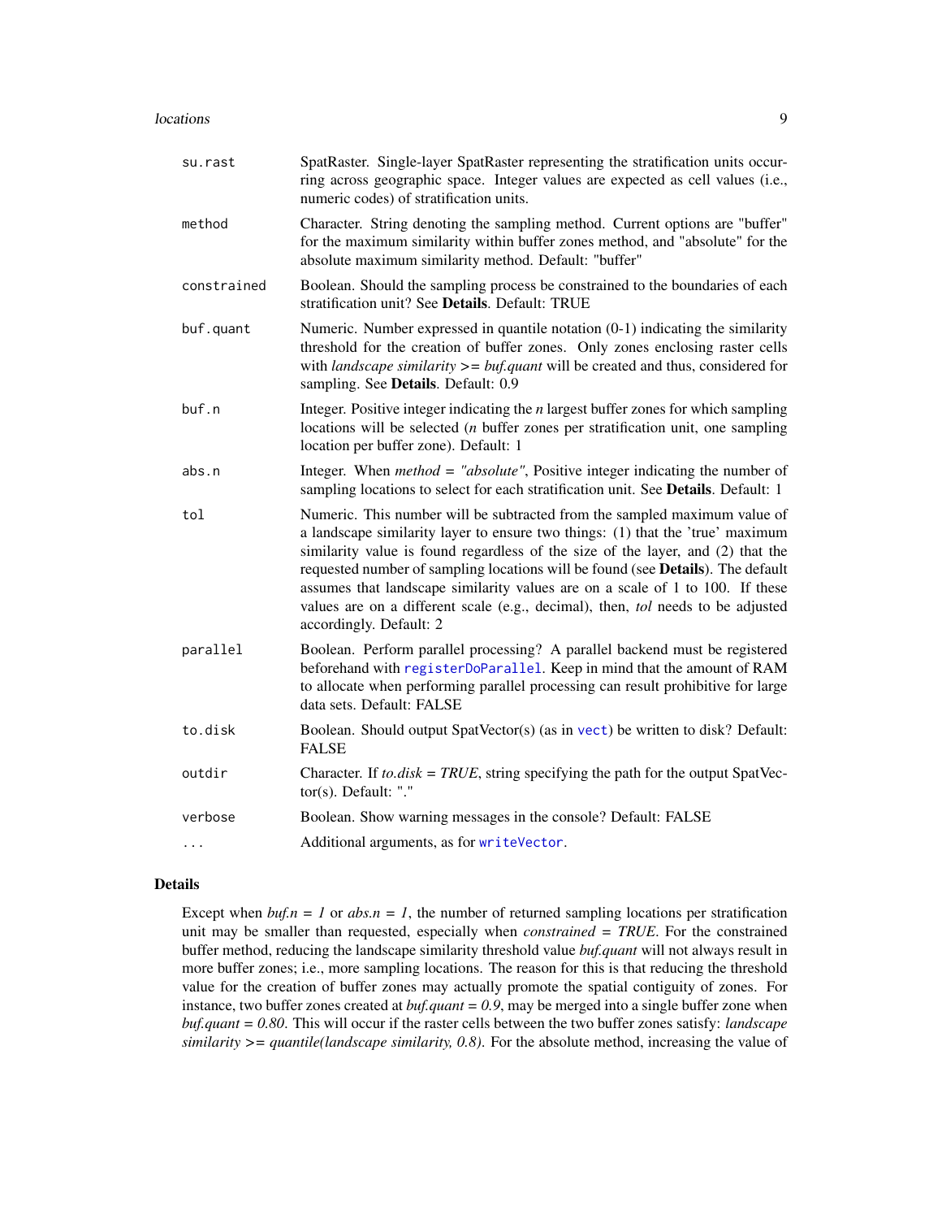| | |
|---|---|
| `su.rast` | SpatRaster. Single-layer SpatRaster representing the stratification units occurring across geographic space. Integer values are expected as cell values (i.e., numeric codes) of stratification units. |
| `method` | Character. String denoting the sampling method. Current options are "buffer" for the maximum similarity within buffer zones method, and "absolute" for the absolute maximum similarity method. Default: "buffer" |
| `constrained` | Boolean. Should the sampling process be constrained to the boundaries of each stratification unit? See **Details**. Default: TRUE |
| `buf.quant` | Numeric. Number expressed in quantile notation (0-1) indicating the similarity threshold for the creation of buffer zones. Only zones enclosing raster cells with *landscape similarity >= buf.quant* will be created and thus, considered for sampling. See **Details**. Default: 0.9 |
| `buf.n` | Integer. Positive integer indicating the *n* largest buffer zones for which sampling locations will be selected (*n* buffer zones per stratification unit, one sampling location per buffer zone). Default: 1 |
| `abs.n` | Integer. When *method = "absolute"*, Positive integer indicating the number of sampling locations to select for each stratification unit. See **Details**. Default: 1 |
| `tol` | Numeric. This number will be subtracted from the sampled maximum value of a landscape similarity layer to ensure two things: (1) that the 'true' maximum similarity value is found regardless of the size of the layer, and (2) that the requested number of sampling locations will be found (see **Details**). The default assumes that landscape similarity values are on a scale of 1 to 100. If these values are on a different scale (e.g., decimal), then, *tol* needs to be adjusted accordingly. Default: 2 |
| `parallel` | Boolean. Perform parallel processing? A parallel backend must be registered beforehand with registerDoParallel. Keep in mind that the amount of RAM to allocate when performing parallel processing can result prohibitive for large data sets. Default: FALSE |
| `to.disk` | Boolean. Should output SpatVector(s) (as in vect) be written to disk? Default: FALSE |
| `outdir` | Character. If *to.disk = TRUE*, string specifying the path for the output SpatVector(s). Default: "." |
| `verbose` | Boolean. Show warning messages in the console? Default: FALSE |
| `...` | Additional arguments, as for writeVector. |

### Details

Except when *buf.n = 1* or *abs.n = 1*, the number of returned sampling locations per stratification unit may be smaller than requested, especially when *constrained = TRUE*. For the constrained buffer method, reducing the landscape similarity threshold value *buf.quant* will not always result in more buffer zones; i.e., more sampling locations. The reason for this is that reducing the threshold value for the creation of buffer zones may actually promote the spatial contiguity of zones. For instance, two buffer zones created at *buf.quant = 0.9*, may be merged into a single buffer zone when *buf.quant = 0.80*. This will occur if the raster cells between the two buffer zones satisfy: *landscape similarity >= quantile(landscape similarity, 0.8)*. For the absolute method, increasing the value of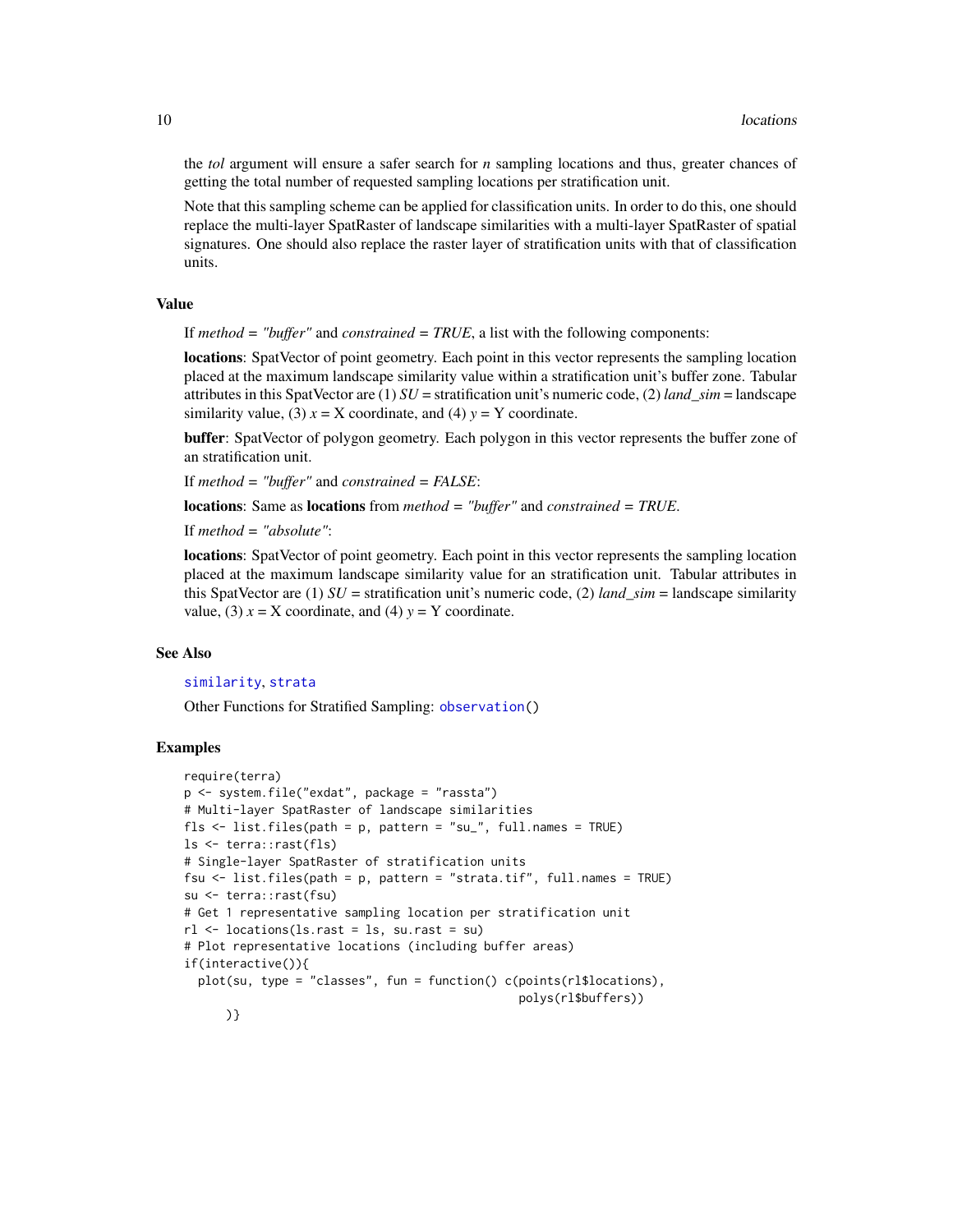the *tol* argument will ensure a safer search for *n* sampling locations and thus, greater chances of getting the total number of requested sampling locations per stratification unit.

Note that this sampling scheme can be applied for classification units. In order to do this, one should replace the multi-layer SpatRaster of landscape similarities with a multi-layer SpatRaster of spatial signatures. One should also replace the raster layer of stratification units with that of classification units.

## Value

If *method = "buffer"* and *constrained = TRUE*, a list with the following components:

**locations**: SpatVector of point geometry. Each point in this vector represents the sampling location placed at the maximum landscape similarity value within a stratification unit's buffer zone. Tabular attributes in this SpatVector are (1) *SU* = stratification unit's numeric code, (2) *land_sim* = landscape similarity value, (3) *x* = X coordinate, and (4) *y* = Y coordinate.

**buffer**: SpatVector of polygon geometry. Each polygon in this vector represents the buffer zone of an stratification unit.

If *method = "buffer"* and *constrained = FALSE*:

**locations**: Same as **locations** from *method = "buffer"* and *constrained = TRUE*.

If *method = "absolute"*:

**locations**: SpatVector of point geometry. Each point in this vector represents the sampling location placed at the maximum landscape similarity value for an stratification unit. Tabular attributes in this SpatVector are (1) *SU* = stratification unit's numeric code, (2) *land_sim* = landscape similarity value, (3) *x* = X coordinate, and (4) *y* = Y coordinate.

## See Also

similarity, strata

Other Functions for Stratified Sampling: observation()

## Examples

```
require(terra)
p <- system.file("exdat", package = "rassta")
# Multi-layer SpatRaster of landscape similarities
fls <- list.files(path = p, pattern = "su_", full.names = TRUE)
ls <- terra::rast(fls)
# Single-layer SpatRaster of stratification units
fsu <- list.files(path = p, pattern = "strata.tif", full.names = TRUE)
su <- terra::rast(fsu)
# Get 1 representative sampling location per stratification unit
rl <- locations(ls.rast = ls, su.rast = su)
# Plot representative locations (including buffer areas)
if(interactive()){
  plot(su, type = "classes", fun = function() c(points(rl$locations),
                                                 polys(rl$buffers))
      )}
```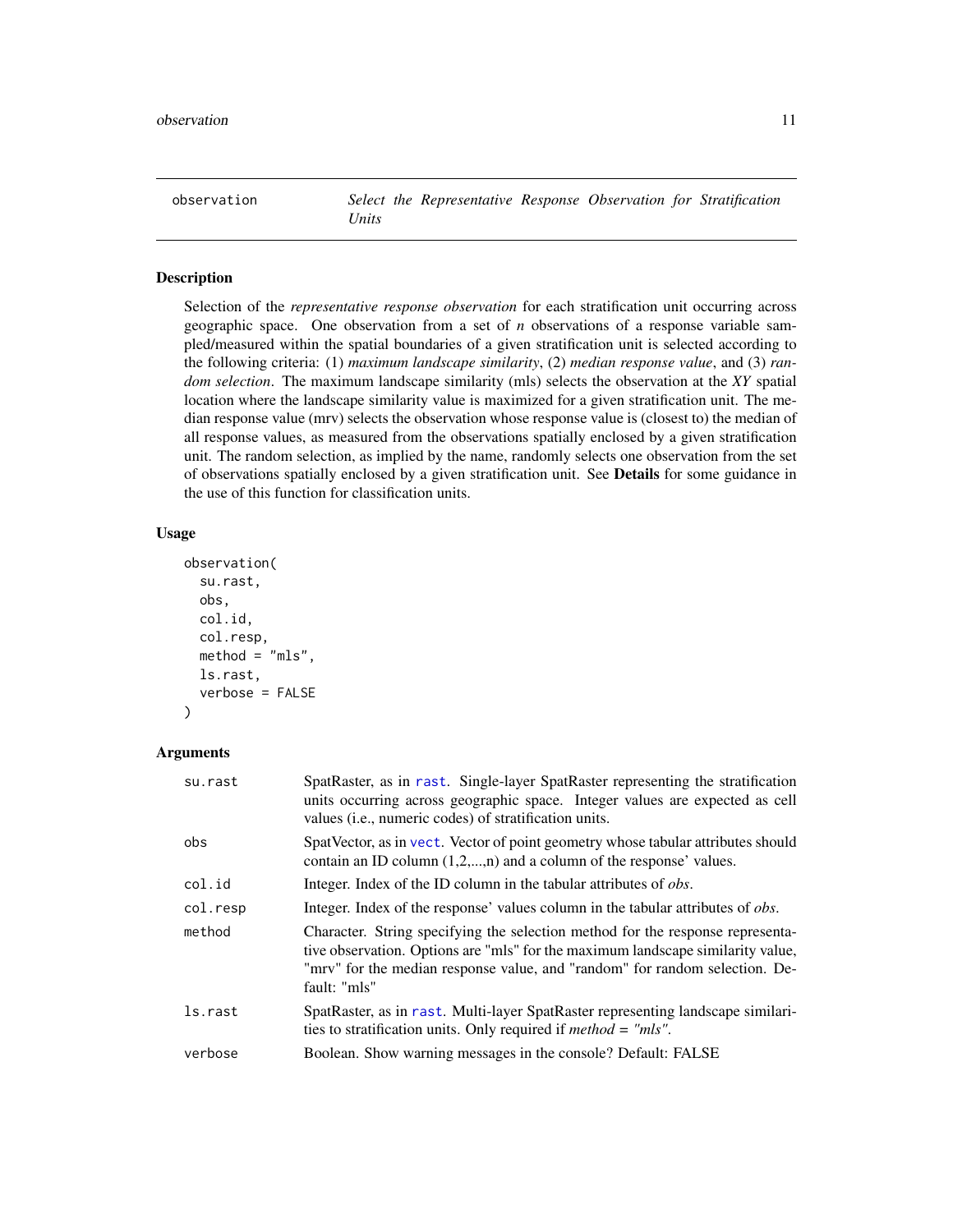## observation — *Select the Representative Response Observation for Stratification Units*

### Description

Selection of the *representative response observation* for each stratification unit occurring across geographic space. One observation from a set of *n* observations of a response variable sampled/measured within the spatial boundaries of a given stratification unit is selected according to the following criteria: (1) *maximum landscape similarity*, (2) *median response value*, and (3) *random selection*. The maximum landscape similarity (mls) selects the observation at the *XY* spatial location where the landscape similarity value is maximized for a given stratification unit. The median response value (mrv) selects the observation whose response value is (closest to) the median of all response values, as measured from the observations spatially enclosed by a given stratification unit. The random selection, as implied by the name, randomly selects one observation from the set of observations spatially enclosed by a given stratification unit. See **Details** for some guidance in the use of this function for classification units.

### Usage

```
observation(
  su.rast,
  obs,
  col.id,
  col.resp,
  method = "mls",
  ls.rast,
  verbose = FALSE
)
```

### Arguments

| Argument | Description |
|---|---|
| su.rast | SpatRaster, as in rast. Single-layer SpatRaster representing the stratification units occurring across geographic space. Integer values are expected as cell values (i.e., numeric codes) of stratification units. |
| obs | SpatVector, as in vect. Vector of point geometry whose tabular attributes should contain an ID column (1,2,...,n) and a column of the response' values. |
| col.id | Integer. Index of the ID column in the tabular attributes of *obs*. |
| col.resp | Integer. Index of the response' values column in the tabular attributes of *obs*. |
| method | Character. String specifying the selection method for the response representative observation. Options are "mls" for the maximum landscape similarity value, "mrv" for the median response value, and "random" for random selection. Default: "mls" |
| ls.rast | SpatRaster, as in rast. Multi-layer SpatRaster representing landscape similarities to stratification units. Only required if *method = "mls"*. |
| verbose | Boolean. Show warning messages in the console? Default: FALSE |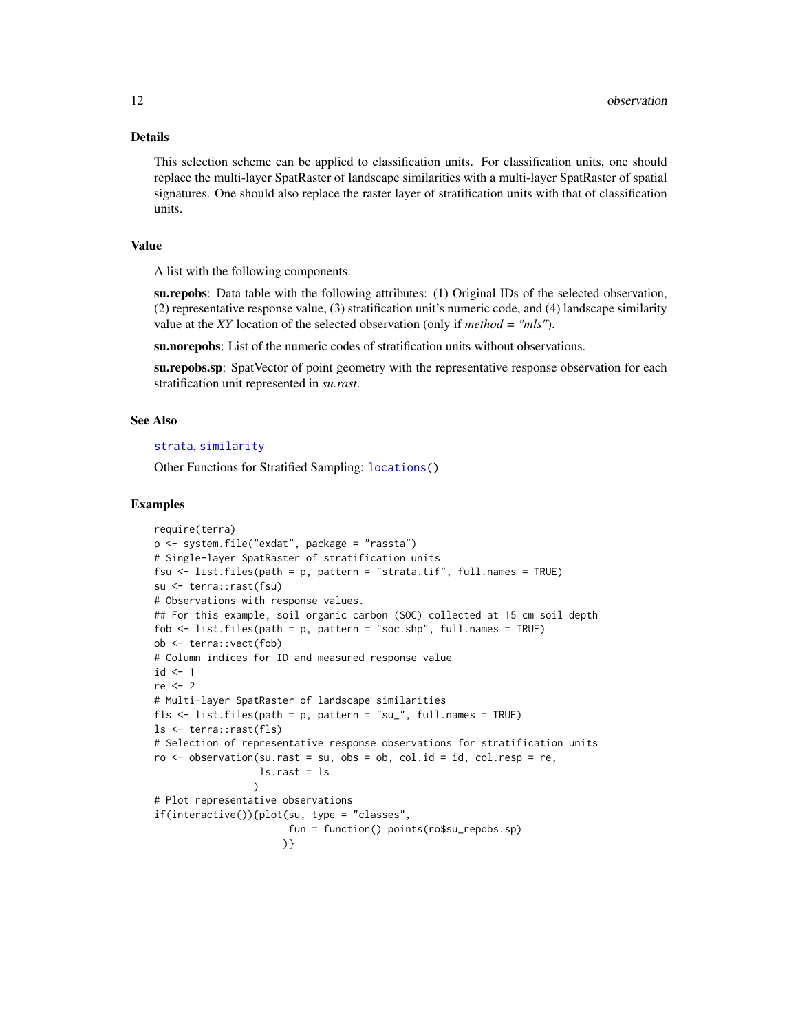### Details

This selection scheme can be applied to classification units. For classification units, one should replace the multi-layer SpatRaster of landscape similarities with a multi-layer SpatRaster of spatial signatures. One should also replace the raster layer of stratification units with that of classification units.

### Value

A list with the following components:

**su.repobs**: Data table with the following attributes: (1) Original IDs of the selected observation, (2) representative response value, (3) stratification unit's numeric code, and (4) landscape similarity value at the *XY* location of the selected observation (only if *method = "mls"*).

**su.norepobs**: List of the numeric codes of stratification units without observations.

**su.repobs.sp**: SpatVector of point geometry with the representative response observation for each stratification unit represented in *su.rast*.

### See Also

`strata`, `similarity`

Other Functions for Stratified Sampling: `locations()`

### Examples

```
require(terra)
p <- system.file("exdat", package = "rassta")
# Single-layer SpatRaster of stratification units
fsu <- list.files(path = p, pattern = "strata.tif", full.names = TRUE)
su <- terra::rast(fsu)
# Observations with response values.
## For this example, soil organic carbon (SOC) collected at 15 cm soil depth
fob <- list.files(path = p, pattern = "soc.shp", full.names = TRUE)
ob <- terra::vect(fob)
# Column indices for ID and measured response value
id <- 1
re <- 2
# Multi-layer SpatRaster of landscape similarities
fls <- list.files(path = p, pattern = "su_", full.names = TRUE)
ls <- terra::rast(fls)
# Selection of representative response observations for stratification units
ro <- observation(su.rast = su, obs = ob, col.id = id, col.resp = re,
                  ls.rast = ls
                 )
# Plot representative observations
if(interactive()){plot(su, type = "classes",
                       fun = function() points(ro$su_repobs.sp)
                      )}
```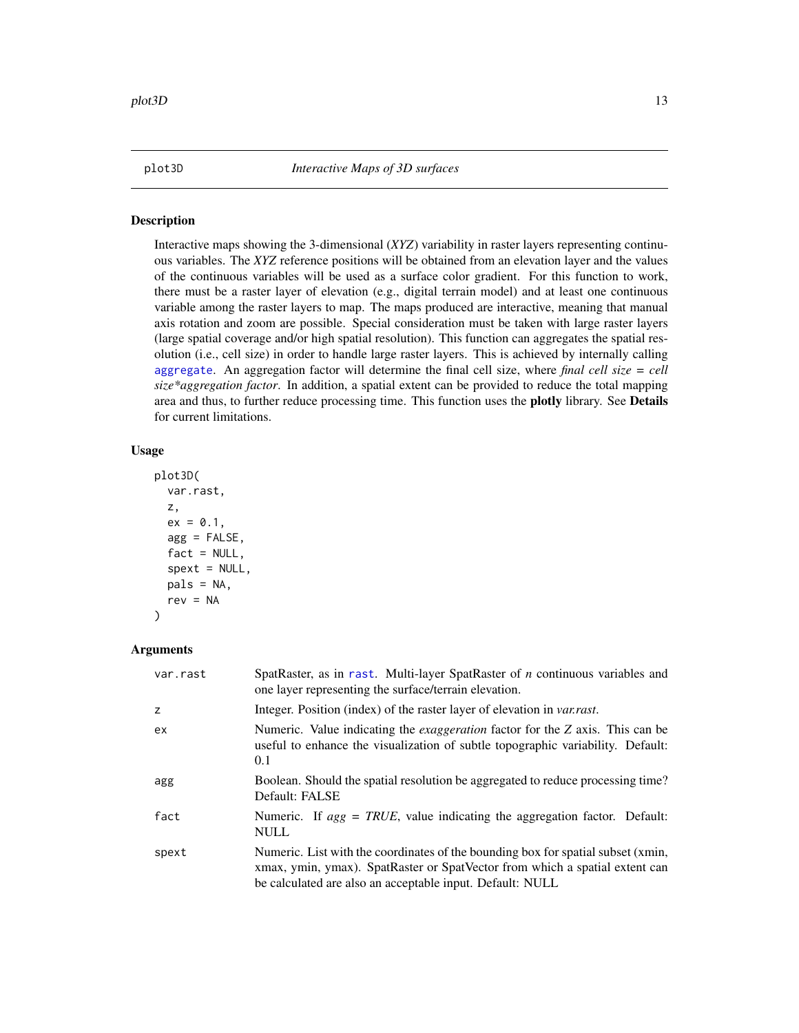plot3D *Interactive Maps of 3D surfaces*

## Description

Interactive maps showing the 3-dimensional (*XYZ*) variability in raster layers representing continuous variables. The *XYZ* reference positions will be obtained from an elevation layer and the values of the continuous variables will be used as a surface color gradient. For this function to work, there must be a raster layer of elevation (e.g., digital terrain model) and at least one continuous variable among the raster layers to map. The maps produced are interactive, meaning that manual axis rotation and zoom are possible. Special consideration must be taken with large raster layers (large spatial coverage and/or high spatial resolution). This function can aggregates the spatial resolution (i.e., cell size) in order to handle large raster layers. This is achieved by internally calling aggregate. An aggregation factor will determine the final cell size, where *final cell size = cell size*aggregation factor*. In addition, a spatial extent can be provided to reduce the total mapping area and thus, to further reduce processing time. This function uses the **plotly** library. See **Details** for current limitations.

## Usage

```
plot3D(
  var.rast,
  z,
  ex = 0.1,
  agg = FALSE,
  fact = NULL,
  spext = NULL,
  pals = NA,
  rev = NA
)
```

## Arguments

| | |
|---|---|
| var.rast | SpatRaster, as in rast. Multi-layer SpatRaster of *n* continuous variables and one layer representing the surface/terrain elevation. |
| z | Integer. Position (index) of the raster layer of elevation in *var.rast*. |
| ex | Numeric. Value indicating the *exaggeration* factor for the *Z* axis. This can be useful to enhance the visualization of subtle topographic variability. Default: 0.1 |
| agg | Boolean. Should the spatial resolution be aggregated to reduce processing time? Default: FALSE |
| fact | Numeric. If *agg = TRUE*, value indicating the aggregation factor. Default: NULL |
| spext | Numeric. List with the coordinates of the bounding box for spatial subset (xmin, xmax, ymin, ymax). SpatRaster or SpatVector from which a spatial extent can be calculated are also an acceptable input. Default: NULL |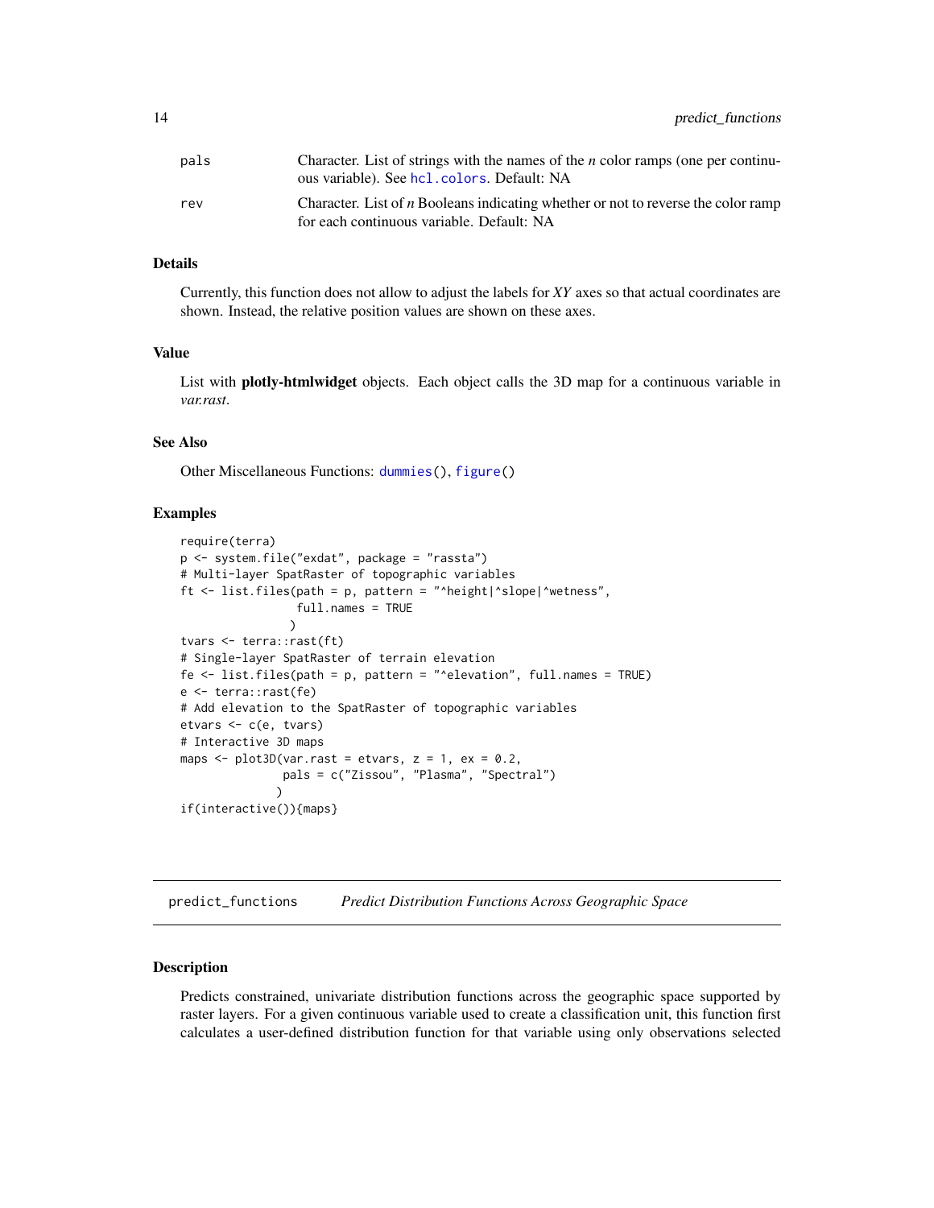| | |
|---|---|
| pals | Character. List of strings with the names of the *n* color ramps (one per continuous variable). See hcl.colors. Default: NA |
| rev | Character. List of *n* Booleans indicating whether or not to reverse the color ramp for each continuous variable. Default: NA |

### Details

Currently, this function does not allow to adjust the labels for *XY* axes so that actual coordinates are shown. Instead, the relative position values are shown on these axes.

### Value

List with **plotly-htmlwidget** objects. Each object calls the 3D map for a continuous variable in *var.rast*.

### See Also

Other Miscellaneous Functions: dummies(), figure()

### Examples

```
require(terra)
p <- system.file("exdat", package = "rassta")
# Multi-layer SpatRaster of topographic variables
ft <- list.files(path = p, pattern = "^height|^slope|^wetness",
                 full.names = TRUE
                )
tvars <- terra::rast(ft)
# Single-layer SpatRaster of terrain elevation
fe <- list.files(path = p, pattern = "^elevation", full.names = TRUE)
e <- terra::rast(fe)
# Add elevation to the SpatRaster of topographic variables
etvars <- c(e, tvars)
# Interactive 3D maps
maps <- plot3D(var.rast = etvars, z = 1, ex = 0.2,
               pals = c("Zissou", "Plasma", "Spectral")
              )
if(interactive()){maps}
```

## predict_functions *Predict Distribution Functions Across Geographic Space*

### Description

Predicts constrained, univariate distribution functions across the geographic space supported by raster layers. For a given continuous variable used to create a classification unit, this function first calculates a user-defined distribution function for that variable using only observations selected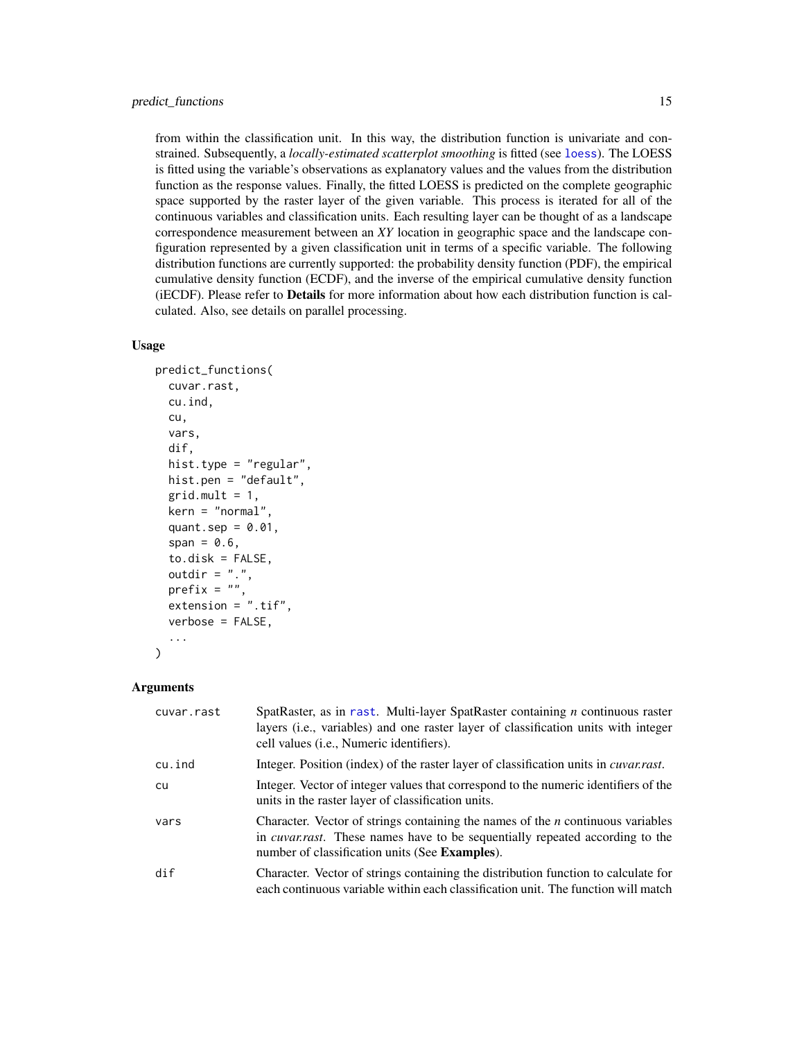from within the classification unit. In this way, the distribution function is univariate and constrained. Subsequently, a *locally-estimated scatterplot smoothing* is fitted (see `loess`). The LOESS is fitted using the variable's observations as explanatory values and the values from the distribution function as the response values. Finally, the fitted LOESS is predicted on the complete geographic space supported by the raster layer of the given variable. This process is iterated for all of the continuous variables and classification units. Each resulting layer can be thought of as a landscape correspondence measurement between an *XY* location in geographic space and the landscape configuration represented by a given classification unit in terms of a specific variable. The following distribution functions are currently supported: the probability density function (PDF), the empirical cumulative density function (ECDF), and the inverse of the empirical cumulative density function (iECDF). Please refer to **Details** for more information about how each distribution function is calculated. Also, see details on parallel processing.

### Usage

```
predict_functions(
  cuvar.rast,
  cu.ind,
  cu,
  vars,
  dif,
  hist.type = "regular",
  hist.pen = "default",
  grid.mult = 1,
  kern = "normal",
  quant.sep = 0.01,
  span = 0.6,
  to.disk = FALSE,
  outdir = ".",
  prefix = "",
  extension = ".tif",
  verbose = FALSE,
  ...
)
```

### Arguments

| | |
|---|---|
| `cuvar.rast` | SpatRaster, as in `rast`. Multi-layer SpatRaster containing *n* continuous raster layers (i.e., variables) and one raster layer of classification units with integer cell values (i.e., Numeric identifiers). |
| `cu.ind` | Integer. Position (index) of the raster layer of classification units in *cuvar.rast*. |
| `cu` | Integer. Vector of integer values that correspond to the numeric identifiers of the units in the raster layer of classification units. |
| `vars` | Character. Vector of strings containing the names of the *n* continuous variables in *cuvar.rast*. These names have to be sequentially repeated according to the number of classification units (See **Examples**). |
| `dif` | Character. Vector of strings containing the distribution function to calculate for each continuous variable within each classification unit. The function will match |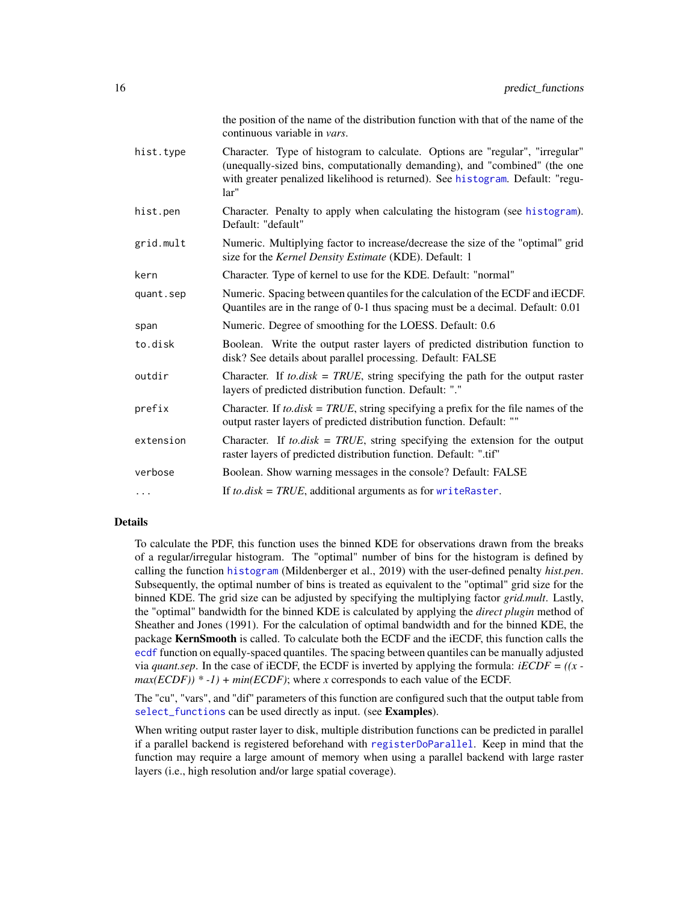| | |
|---|---|
| | the position of the name of the distribution function with that of the name of the continuous variable in *vars*. |
| `hist.type` | Character. Type of histogram to calculate. Options are "regular", "irregular" (unequally-sized bins, computationally demanding), and "combined" (the one with greater penalized likelihood is returned). See `histogram`. Default: "regular" |
| `hist.pen` | Character. Penalty to apply when calculating the histogram (see `histogram`). Default: "default" |
| `grid.mult` | Numeric. Multiplying factor to increase/decrease the size of the "optimal" grid size for the *Kernel Density Estimate* (KDE). Default: 1 |
| `kern` | Character. Type of kernel to use for the KDE. Default: "normal" |
| `quant.sep` | Numeric. Spacing between quantiles for the calculation of the ECDF and iECDF. Quantiles are in the range of 0-1 thus spacing must be a decimal. Default: 0.01 |
| `span` | Numeric. Degree of smoothing for the LOESS. Default: 0.6 |
| `to.disk` | Boolean. Write the output raster layers of predicted distribution function to disk? See details about parallel processing. Default: FALSE |
| `outdir` | Character. If *to.disk = TRUE*, string specifying the path for the output raster layers of predicted distribution function. Default: "." |
| `prefix` | Character. If *to.disk = TRUE*, string specifying a prefix for the file names of the output raster layers of predicted distribution function. Default: "" |
| `extension` | Character. If *to.disk = TRUE*, string specifying the extension for the output raster layers of predicted distribution function. Default: ".tif" |
| `verbose` | Boolean. Show warning messages in the console? Default: FALSE |
| `...` | If *to.disk = TRUE*, additional arguments as for `writeRaster`. |

## Details

To calculate the PDF, this function uses the binned KDE for observations drawn from the breaks of a regular/irregular histogram. The "optimal" number of bins for the histogram is defined by calling the function `histogram` (Mildenberger et al., 2019) with the user-defined penalty *hist.pen*. Subsequently, the optimal number of bins is treated as equivalent to the "optimal" grid size for the binned KDE. The grid size can be adjusted by specifying the multiplying factor *grid.mult*. Lastly, the "optimal" bandwidth for the binned KDE is calculated by applying the *direct plugin* method of Sheather and Jones (1991). For the calculation of optimal bandwidth and for the binned KDE, the package **KernSmooth** is called. To calculate both the ECDF and the iECDF, this function calls the `ecdf` function on equally-spaced quantiles. The spacing between quantiles can be manually adjusted via *quant.sep*. In the case of iECDF, the ECDF is inverted by applying the formula: *iECDF = ((x - max(ECDF)) * -1) + min(ECDF)*; where *x* corresponds to each value of the ECDF.

The "cu", "vars", and "dif" parameters of this function are configured such that the output table from `select_functions` can be used directly as input. (see **Examples**).

When writing output raster layer to disk, multiple distribution functions can be predicted in parallel if a parallel backend is registered beforehand with `registerDoParallel`. Keep in mind that the function may require a large amount of memory when using a parallel backend with large raster layers (i.e., high resolution and/or large spatial coverage).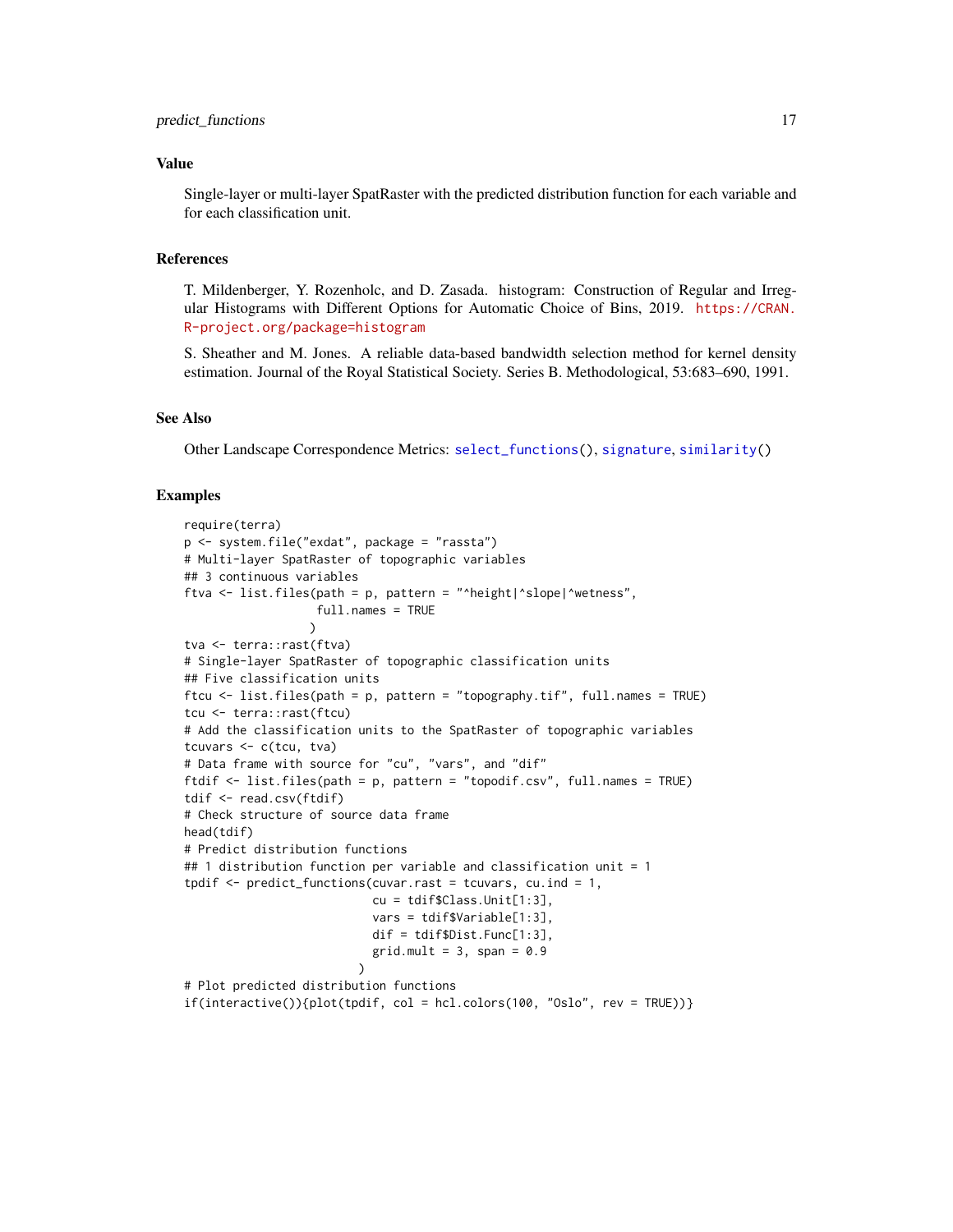## Value

Single-layer or multi-layer SpatRaster with the predicted distribution function for each variable and for each classification unit.

## References

T. Mildenberger, Y. Rozenholc, and D. Zasada. histogram: Construction of Regular and Irregular Histograms with Different Options for Automatic Choice of Bins, 2019. https://CRAN.R-project.org/package=histogram

S. Sheather and M. Jones. A reliable data-based bandwidth selection method for kernel density estimation. Journal of the Royal Statistical Society. Series B. Methodological, 53:683–690, 1991.

## See Also

Other Landscape Correspondence Metrics: select_functions(), signature, similarity()

## Examples

```
require(terra)
p <- system.file("exdat", package = "rassta")
# Multi-layer SpatRaster of topographic variables
## 3 continuous variables
ftva <- list.files(path = p, pattern = "^height|^slope|^wetness",
                   full.names = TRUE
                  )
tva <- terra::rast(ftva)
# Single-layer SpatRaster of topographic classification units
## Five classification units
ftcu <- list.files(path = p, pattern = "topography.tif", full.names = TRUE)
tcu <- terra::rast(ftcu)
# Add the classification units to the SpatRaster of topographic variables
tcuvars <- c(tcu, tva)
# Data frame with source for "cu", "vars", and "dif"
ftdif <- list.files(path = p, pattern = "topodif.csv", full.names = TRUE)
tdif <- read.csv(ftdif)
# Check structure of source data frame
head(tdif)
# Predict distribution functions
## 1 distribution function per variable and classification unit = 1
tpdif <- predict_functions(cuvar.rast = tcuvars, cu.ind = 1,
                           cu = tdif$Class.Unit[1:3],
                           vars = tdif$Variable[1:3],
                           dif = tdif$Dist.Func[1:3],
                           grid.mult = 3, span = 0.9
                          )
# Plot predicted distribution functions
if(interactive()){plot(tpdif, col = hcl.colors(100, "Oslo", rev = TRUE))}
```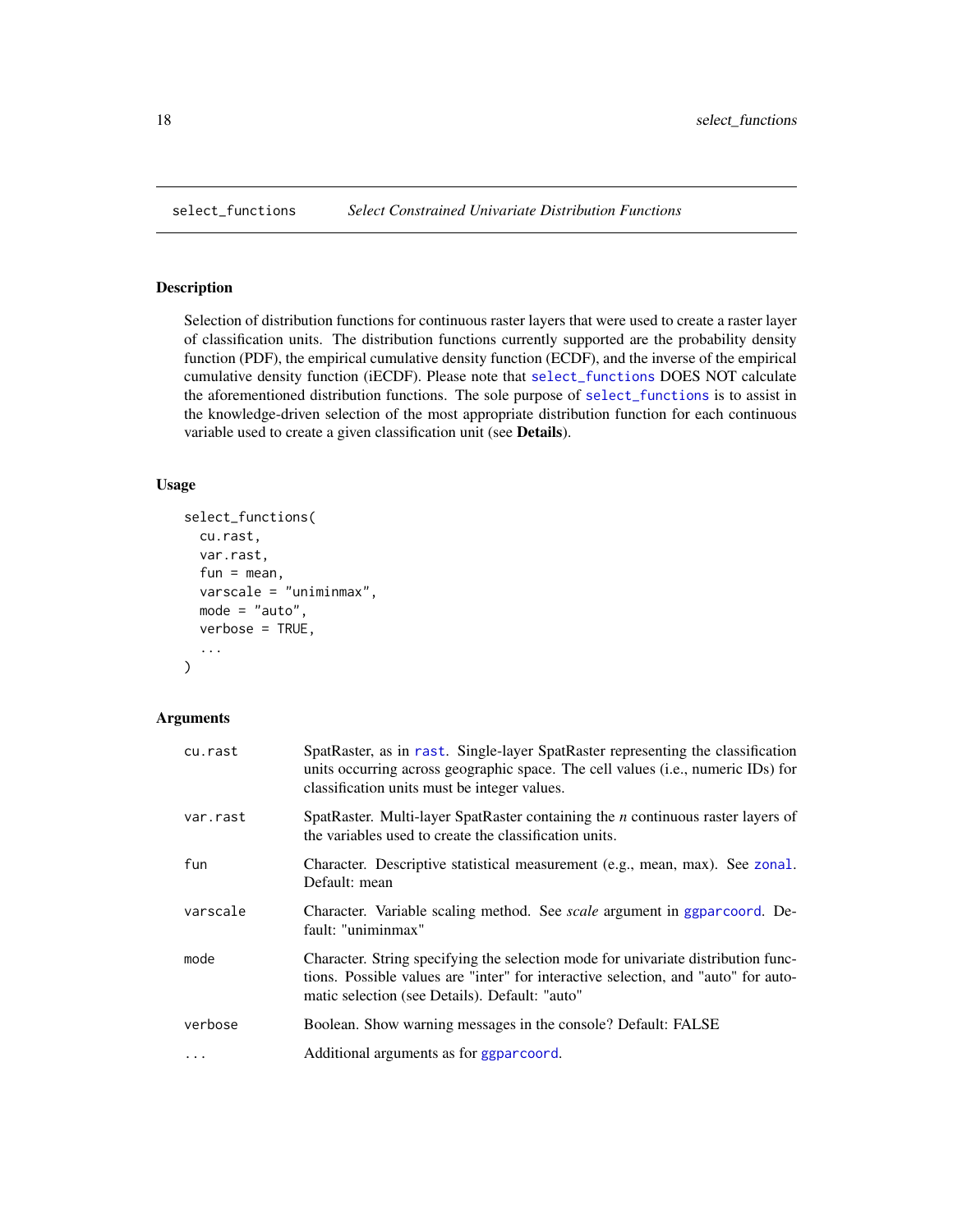# select_functions — *Select Constrained Univariate Distribution Functions*

## Description

Selection of distribution functions for continuous raster layers that were used to create a raster layer of classification units. The distribution functions currently supported are the probability density function (PDF), the empirical cumulative density function (ECDF), and the inverse of the empirical cumulative density function (iECDF). Please note that select_functions DOES NOT calculate the aforementioned distribution functions. The sole purpose of select_functions is to assist in the knowledge-driven selection of the most appropriate distribution function for each continuous variable used to create a given classification unit (see **Details**).

## Usage

```
select_functions(
  cu.rast,
  var.rast,
  fun = mean,
  varscale = "uniminmax",
  mode = "auto",
  verbose = TRUE,
  ...
)
```

## Arguments

| Argument | Description |
|---|---|
| cu.rast | SpatRaster, as in rast. Single-layer SpatRaster representing the classification units occurring across geographic space. The cell values (i.e., numeric IDs) for classification units must be integer values. |
| var.rast | SpatRaster. Multi-layer SpatRaster containing the *n* continuous raster layers of the variables used to create the classification units. |
| fun | Character. Descriptive statistical measurement (e.g., mean, max). See zonal. Default: mean |
| varscale | Character. Variable scaling method. See *scale* argument in ggparcoord. Default: "uniminmax" |
| mode | Character. String specifying the selection mode for univariate distribution functions. Possible values are "inter" for interactive selection, and "auto" for automatic selection (see Details). Default: "auto" |
| verbose | Boolean. Show warning messages in the console? Default: FALSE |
| ... | Additional arguments as for ggparcoord. |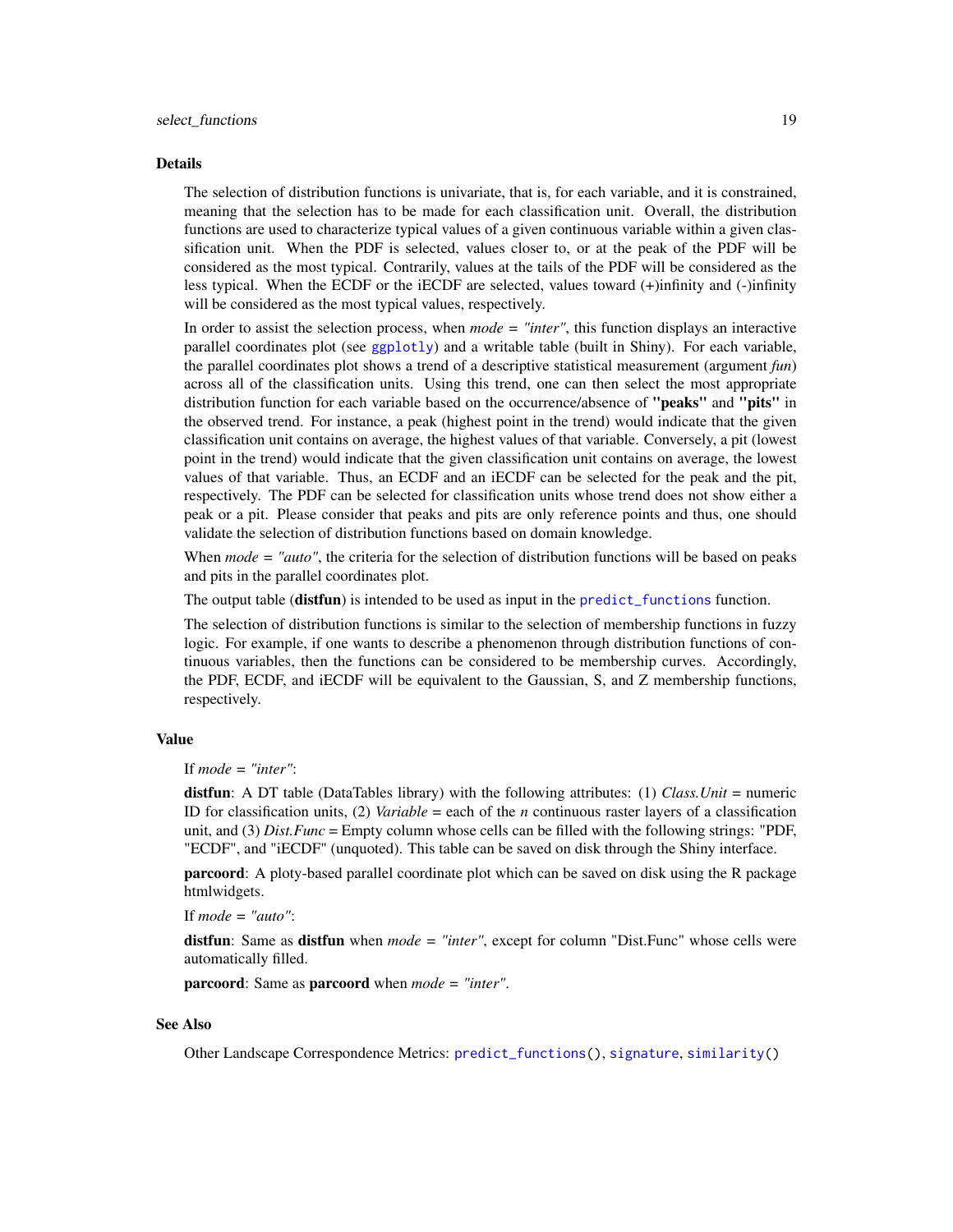## Details

The selection of distribution functions is univariate, that is, for each variable, and it is constrained, meaning that the selection has to be made for each classification unit. Overall, the distribution functions are used to characterize typical values of a given continuous variable within a given classification unit. When the PDF is selected, values closer to, or at the peak of the PDF will be considered as the most typical. Contrarily, values at the tails of the PDF will be considered as the less typical. When the ECDF or the iECDF are selected, values toward (+)infinity and (-)infinity will be considered as the most typical values, respectively.

In order to assist the selection process, when *mode = "inter"*, this function displays an interactive parallel coordinates plot (see `ggplotly`) and a writable table (built in Shiny). For each variable, the parallel coordinates plot shows a trend of a descriptive statistical measurement (argument *fun*) across all of the classification units. Using this trend, one can then select the most appropriate distribution function for each variable based on the occurrence/absence of **"peaks"** and **"pits"** in the observed trend. For instance, a peak (highest point in the trend) would indicate that the given classification unit contains on average, the highest values of that variable. Conversely, a pit (lowest point in the trend) would indicate that the given classification unit contains on average, the lowest values of that variable. Thus, an ECDF and an iECDF can be selected for the peak and the pit, respectively. The PDF can be selected for classification units whose trend does not show either a peak or a pit. Please consider that peaks and pits are only reference points and thus, one should validate the selection of distribution functions based on domain knowledge.

When *mode = "auto"*, the criteria for the selection of distribution functions will be based on peaks and pits in the parallel coordinates plot.

The output table (**distfun**) is intended to be used as input in the `predict_functions` function.

The selection of distribution functions is similar to the selection of membership functions in fuzzy logic. For example, if one wants to describe a phenomenon through distribution functions of continuous variables, then the functions can be considered to be membership curves. Accordingly, the PDF, ECDF, and iECDF will be equivalent to the Gaussian, S, and Z membership functions, respectively.

## Value

If *mode = "inter"*:

**distfun**: A DT table (DataTables library) with the following attributes: (1) *Class.Unit* = numeric ID for classification units, (2) *Variable* = each of the *n* continuous raster layers of a classification unit, and (3) *Dist.Func* = Empty column whose cells can be filled with the following strings: "PDF, "ECDF", and "iECDF" (unquoted). This table can be saved on disk through the Shiny interface.

**parcoord**: A ploty-based parallel coordinate plot which can be saved on disk using the R package htmlwidgets.

If *mode = "auto"*:

**distfun**: Same as **distfun** when *mode = "inter"*, except for column "Dist.Func" whose cells were automatically filled.

**parcoord**: Same as **parcoord** when *mode = "inter"*.

## See Also

Other Landscape Correspondence Metrics: `predict_functions()`, `signature`, `similarity()`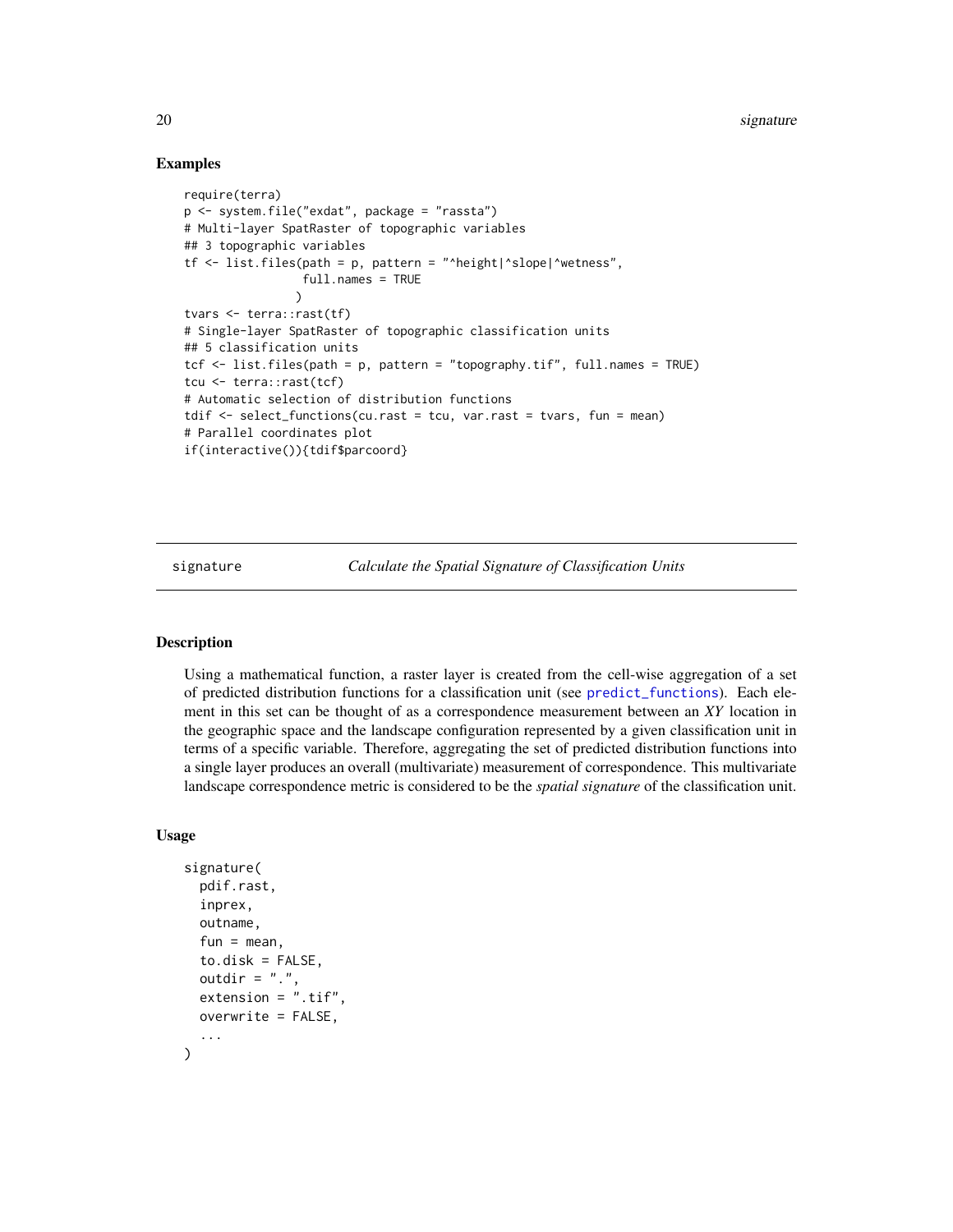## Examples

```
require(terra)
p <- system.file("exdat", package = "rassta")
# Multi-layer SpatRaster of topographic variables
## 3 topographic variables
tf <- list.files(path = p, pattern = "^height|^slope|^wetness",
                 full.names = TRUE
                )
tvars <- terra::rast(tf)
# Single-layer SpatRaster of topographic classification units
## 5 classification units
tcf <- list.files(path = p, pattern = "topography.tif", full.names = TRUE)
tcu <- terra::rast(tcf)
# Automatic selection of distribution functions
tdif <- select_functions(cu.rast = tcu, var.rast = tvars, fun = mean)
# Parallel coordinates plot
if(interactive()){tdif$parcoord}
```

---

signature *Calculate the Spatial Signature of Classification Units*

---

## Description

Using a mathematical function, a raster layer is created from the cell-wise aggregation of a set of predicted distribution functions for a classification unit (see predict_functions). Each element in this set can be thought of as a correspondence measurement between an *XY* location in the geographic space and the landscape configuration represented by a given classification unit in terms of a specific variable. Therefore, aggregating the set of predicted distribution functions into a single layer produces an overall (multivariate) measurement of correspondence. This multivariate landscape correspondence metric is considered to be the *spatial signature* of the classification unit.

## Usage

```
signature(
  pdif.rast,
  inprex,
  outname,
  fun = mean,
  to.disk = FALSE,
  outdir = ".",
  extension = ".tif",
  overwrite = FALSE,
  ...
)
```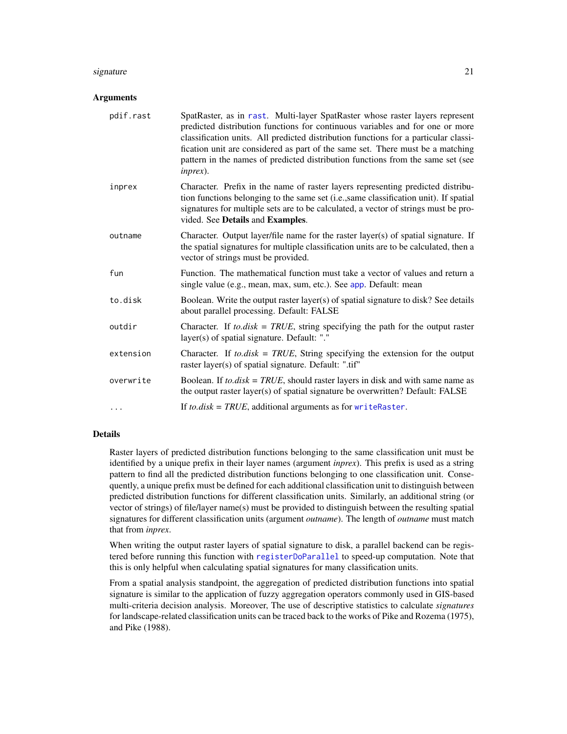### Arguments

| | |
|---|---|
| `pdif.rast` | SpatRaster, as in `rast`. Multi-layer SpatRaster whose raster layers represent predicted distribution functions for continuous variables and for one or more classification units. All predicted distribution functions for a particular classification unit are considered as part of the same set. There must be a matching pattern in the names of predicted distribution functions from the same set (see *inprex*). |
| `inprex` | Character. Prefix in the name of raster layers representing predicted distribution functions belonging to the same set (i.e.,same classification unit). If spatial signatures for multiple sets are to be calculated, a vector of strings must be provided. See **Details** and **Examples**. |
| `outname` | Character. Output layer/file name for the raster layer(s) of spatial signature. If the spatial signatures for multiple classification units are to be calculated, then a vector of strings must be provided. |
| `fun` | Function. The mathematical function must take a vector of values and return a single value (e.g., mean, max, sum, etc.). See `app`. Default: mean |
| `to.disk` | Boolean. Write the output raster layer(s) of spatial signature to disk? See details about parallel processing. Default: FALSE |
| `outdir` | Character. If *to.disk = TRUE*, string specifying the path for the output raster layer(s) of spatial signature. Default: "." |
| `extension` | Character. If *to.disk = TRUE*, String specifying the extension for the output raster layer(s) of spatial signature. Default: ".tif" |
| `overwrite` | Boolean. If *to.disk = TRUE*, should raster layers in disk and with same name as the output raster layer(s) of spatial signature be overwritten? Default: FALSE |
| `...` | If *to.disk = TRUE*, additional arguments as for `writeRaster`. |

### Details

Raster layers of predicted distribution functions belonging to the same classification unit must be identified by a unique prefix in their layer names (argument *inprex*). This prefix is used as a string pattern to find all the predicted distribution functions belonging to one classification unit. Consequently, a unique prefix must be defined for each additional classification unit to distinguish between predicted distribution functions for different classification units. Similarly, an additional string (or vector of strings) of file/layer name(s) must be provided to distinguish between the resulting spatial signatures for different classification units (argument *outname*). The length of *outname* must match that from *inprex*.

When writing the output raster layers of spatial signature to disk, a parallel backend can be registered before running this function with `registerDoParallel` to speed-up computation. Note that this is only helpful when calculating spatial signatures for many classification units.

From a spatial analysis standpoint, the aggregation of predicted distribution functions into spatial signature is similar to the application of fuzzy aggregation operators commonly used in GIS-based multi-criteria decision analysis. Moreover, The use of descriptive statistics to calculate *signatures* for landscape-related classification units can be traced back to the works of Pike and Rozema (1975), and Pike (1988).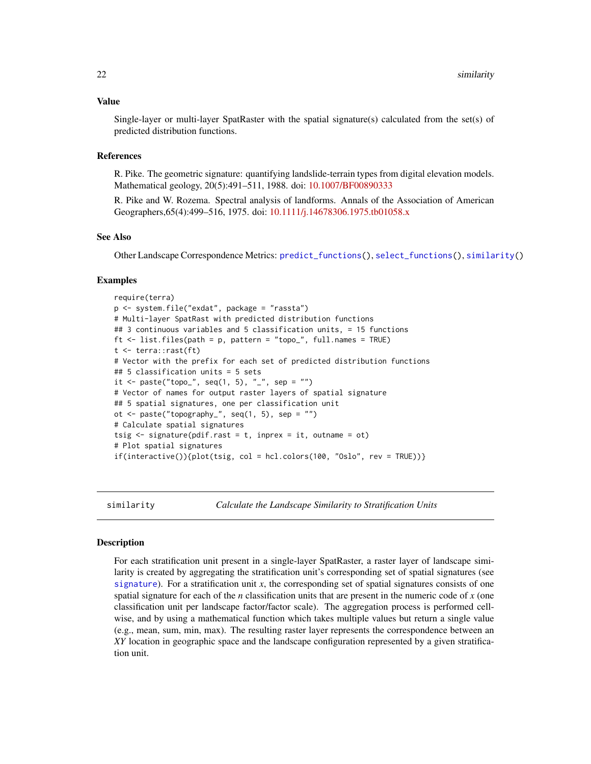### Value

Single-layer or multi-layer SpatRaster with the spatial signature(s) calculated from the set(s) of predicted distribution functions.

### References

R. Pike. The geometric signature: quantifying landslide-terrain types from digital elevation models. Mathematical geology, 20(5):491–511, 1988. doi: 10.1007/BF00890333

R. Pike and W. Rozema. Spectral analysis of landforms. Annals of the Association of American Geographers,65(4):499–516, 1975. doi: 10.1111/j.14678306.1975.tb01058.x

### See Also

Other Landscape Correspondence Metrics: `predict_functions()`, `select_functions()`, `similarity()`

### Examples

```
require(terra)
p <- system.file("exdat", package = "rassta")
# Multi-layer SpatRast with predicted distribution functions
## 3 continuous variables and 5 classification units, = 15 functions
ft <- list.files(path = p, pattern = "topo_", full.names = TRUE)
t <- terra::rast(ft)
# Vector with the prefix for each set of predicted distribution functions
## 5 classification units = 5 sets
it <- paste("topo_", seq(1, 5), "_", sep = "")
# Vector of names for output raster layers of spatial signature
## 5 spatial signatures, one per classification unit
ot <- paste("topography_", seq(1, 5), sep = "")
# Calculate spatial signatures
tsig <- signature(pdif.rast = t, inprex = it, outname = ot)
# Plot spatial signatures
if(interactive()){plot(tsig, col = hcl.colors(100, "Oslo", rev = TRUE))}
```

---

## similarity — *Calculate the Landscape Similarity to Stratification Units*

### Description

For each stratification unit present in a single-layer SpatRaster, a raster layer of landscape similarity is created by aggregating the stratification unit's corresponding set of spatial signatures (see `signature`). For a stratification unit *x*, the corresponding set of spatial signatures consists of one spatial signature for each of the *n* classification units that are present in the numeric code of *x* (one classification unit per landscape factor/factor scale). The aggregation process is performed cell-wise, and by using a mathematical function which takes multiple values but return a single value (e.g., mean, sum, min, max). The resulting raster layer represents the correspondence between an *XY* location in geographic space and the landscape configuration represented by a given stratification unit.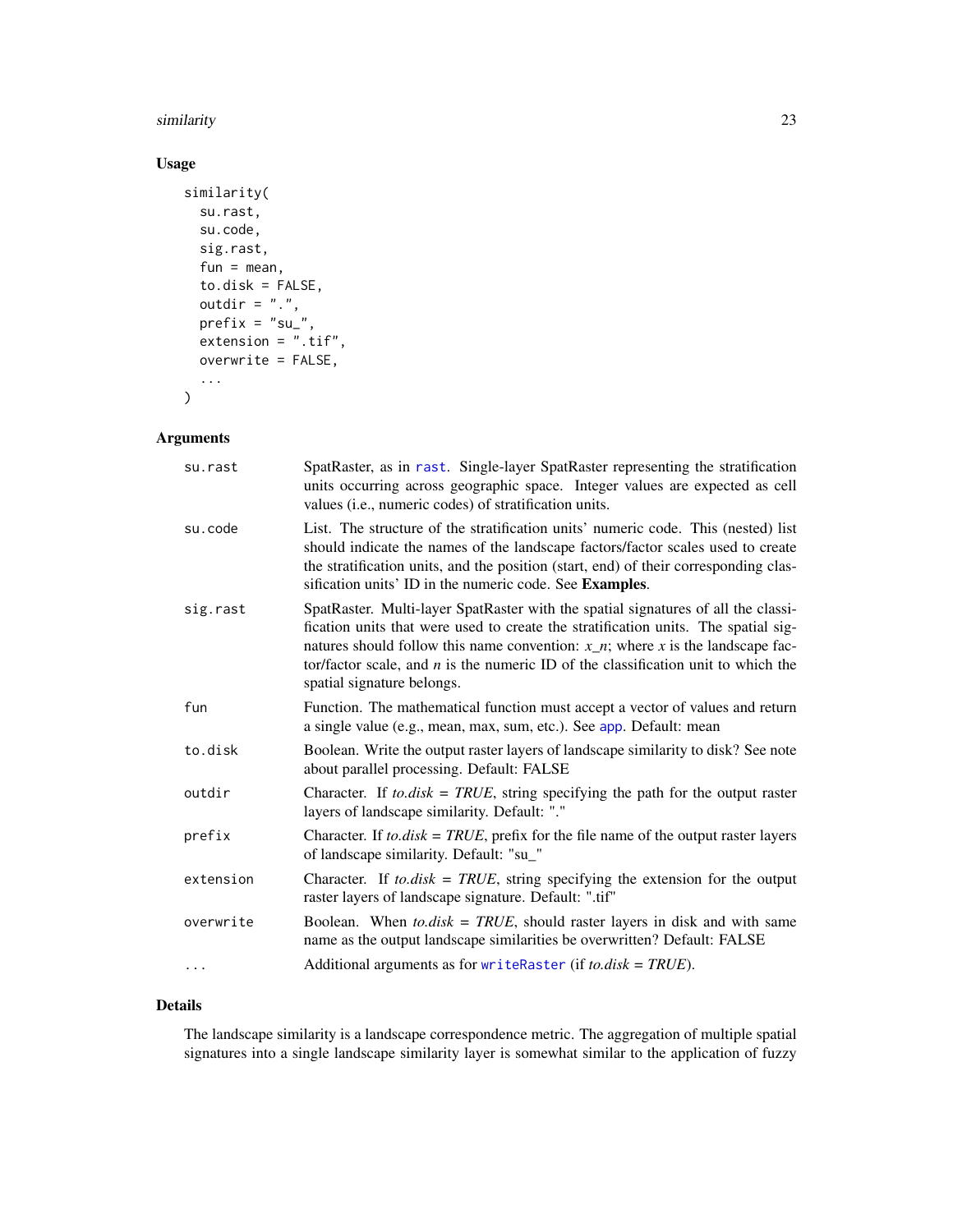## Usage

```
similarity(
  su.rast,
  su.code,
  sig.rast,
  fun = mean,
  to.disk = FALSE,
  outdir = ".",
  prefix = "su_",
  extension = ".tif",
  overwrite = FALSE,
  ...
)
```

## Arguments

| Argument | Description |
|---|---|
| su.rast | SpatRaster, as in rast. Single-layer SpatRaster representing the stratification units occurring across geographic space. Integer values are expected as cell values (i.e., numeric codes) of stratification units. |
| su.code | List. The structure of the stratification units' numeric code. This (nested) list should indicate the names of the landscape factors/factor scales used to create the stratification units, and the position (start, end) of their corresponding classification units' ID in the numeric code. See **Examples**. |
| sig.rast | SpatRaster. Multi-layer SpatRaster with the spatial signatures of all the classification units that were used to create the stratification units. The spatial signatures should follow this name convention: *x_n*; where *x* is the landscape factor/factor scale, and *n* is the numeric ID of the classification unit to which the spatial signature belongs. |
| fun | Function. The mathematical function must accept a vector of values and return a single value (e.g., mean, max, sum, etc.). See app. Default: mean |
| to.disk | Boolean. Write the output raster layers of landscape similarity to disk? See note about parallel processing. Default: FALSE |
| outdir | Character. If *to.disk = TRUE*, string specifying the path for the output raster layers of landscape similarity. Default: "." |
| prefix | Character. If *to.disk = TRUE*, prefix for the file name of the output raster layers of landscape similarity. Default: "su_" |
| extension | Character. If *to.disk = TRUE*, string specifying the extension for the output raster layers of landscape signature. Default: ".tif" |
| overwrite | Boolean. When *to.disk = TRUE*, should raster layers in disk and with same name as the output landscape similarities be overwritten? Default: FALSE |
| ... | Additional arguments as for writeRaster (if *to.disk = TRUE*). |

## Details

The landscape similarity is a landscape correspondence metric. The aggregation of multiple spatial signatures into a single landscape similarity layer is somewhat similar to the application of fuzzy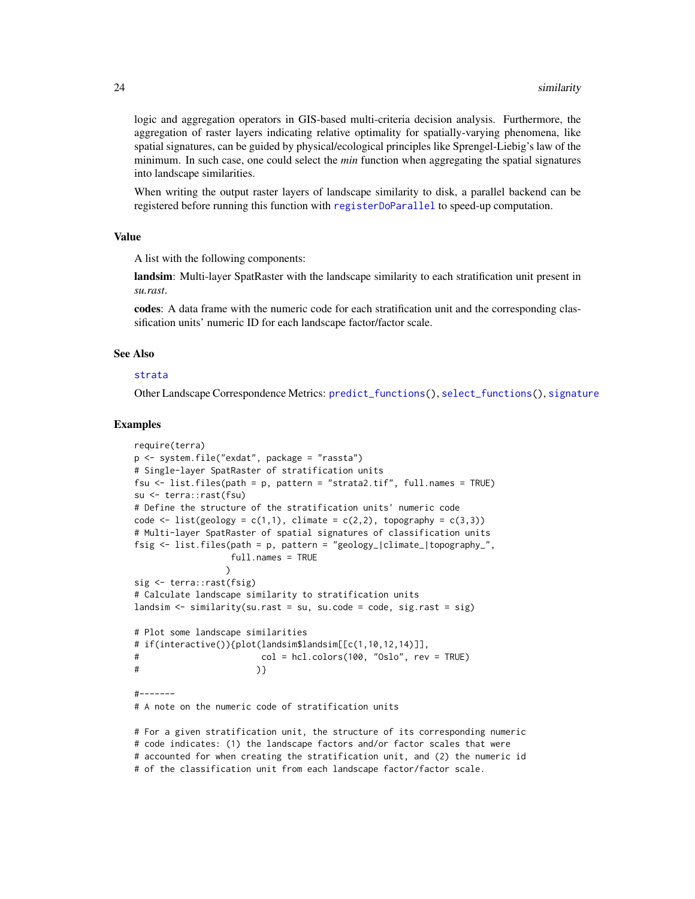logic and aggregation operators in GIS-based multi-criteria decision analysis. Furthermore, the aggregation of raster layers indicating relative optimality for spatially-varying phenomena, like spatial signatures, can be guided by physical/ecological principles like Sprengel-Liebig's law of the minimum. In such case, one could select the *min* function when aggregating the spatial signatures into landscape similarities.

When writing the output raster layers of landscape similarity to disk, a parallel backend can be registered before running this function with `registerDoParallel` to speed-up computation.

## Value

A list with the following components:

**landsim**: Multi-layer SpatRaster with the landscape similarity to each stratification unit present in *su.rast*.

**codes**: A data frame with the numeric code for each stratification unit and the corresponding classification units' numeric ID for each landscape factor/factor scale.

## See Also

`strata`

Other Landscape Correspondence Metrics: `predict_functions()`, `select_functions()`, `signature`

## Examples

```
require(terra)
p <- system.file("exdat", package = "rassta")
# Single-layer SpatRaster of stratification units
fsu <- list.files(path = p, pattern = "strata2.tif", full.names = TRUE)
su <- terra::rast(fsu)
# Define the structure of the stratification units' numeric code
code <- list(geology = c(1,1), climate = c(2,2), topography = c(3,3))
# Multi-layer SpatRaster of spatial signatures of classification units
fsig <- list.files(path = p, pattern = "geology_|climate_|topography_",
                   full.names = TRUE
                  )
sig <- terra::rast(fsig)
# Calculate landscape similarity to stratification units
landsim <- similarity(su.rast = su, su.code = code, sig.rast = sig)

# Plot some landscape similarities
# if(interactive()){plot(landsim$landsim[[c(1,10,12,14)]],
#                        col = hcl.colors(100, "Oslo", rev = TRUE)
#                       )}

#-------
# A note on the numeric code of stratification units

# For a given stratification unit, the structure of its corresponding numeric
# code indicates: (1) the landscape factors and/or factor scales that were
# accounted for when creating the stratification unit, and (2) the numeric id
# of the classification unit from each landscape factor/factor scale.
```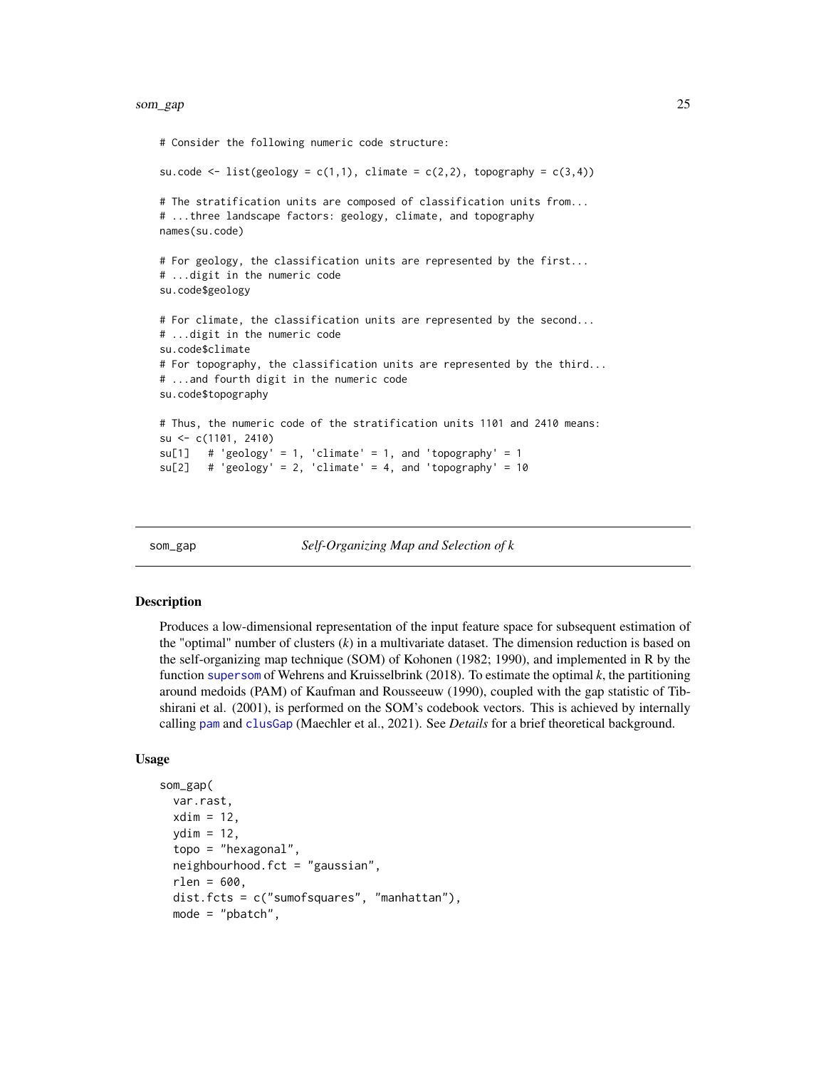```
# Consider the following numeric code structure:

su.code <- list(geology = c(1,1), climate = c(2,2), topography = c(3,4))

# The stratification units are composed of classification units from...
# ...three landscape factors: geology, climate, and topography
names(su.code)

# For geology, the classification units are represented by the first...
# ...digit in the numeric code
su.code$geology

# For climate, the classification units are represented by the second...
# ...digit in the numeric code
su.code$climate
# For topography, the classification units are represented by the third...
# ...and fourth digit in the numeric code
su.code$topography

# Thus, the numeric code of the stratification units 1101 and 2410 means:
su <- c(1101, 2410)
su[1]   # 'geology' = 1, 'climate' = 1, and 'topography' = 1
su[2]   # 'geology' = 2, 'climate' = 4, and 'topography' = 10
```

---

## som_gap — *Self-Organizing Map and Selection of k*

---

### Description

Produces a low-dimensional representation of the input feature space for subsequent estimation of the "optimal" number of clusters (*k*) in a multivariate dataset. The dimension reduction is based on the self-organizing map technique (SOM) of Kohonen (1982; 1990), and implemented in R by the function supersom of Wehrens and Kruisselbrink (2018). To estimate the optimal *k*, the partitioning around medoids (PAM) of Kaufman and Rousseeuw (1990), coupled with the gap statistic of Tibshirani et al. (2001), is performed on the SOM's codebook vectors. This is achieved by internally calling pam and clusGap (Maechler et al., 2021). See *Details* for a brief theoretical background.

### Usage

```
som_gap(
  var.rast,
  xdim = 12,
  ydim = 12,
  topo = "hexagonal",
  neighbourhood.fct = "gaussian",
  rlen = 600,
  dist.fcts = c("sumofsquares", "manhattan"),
  mode = "pbatch",
```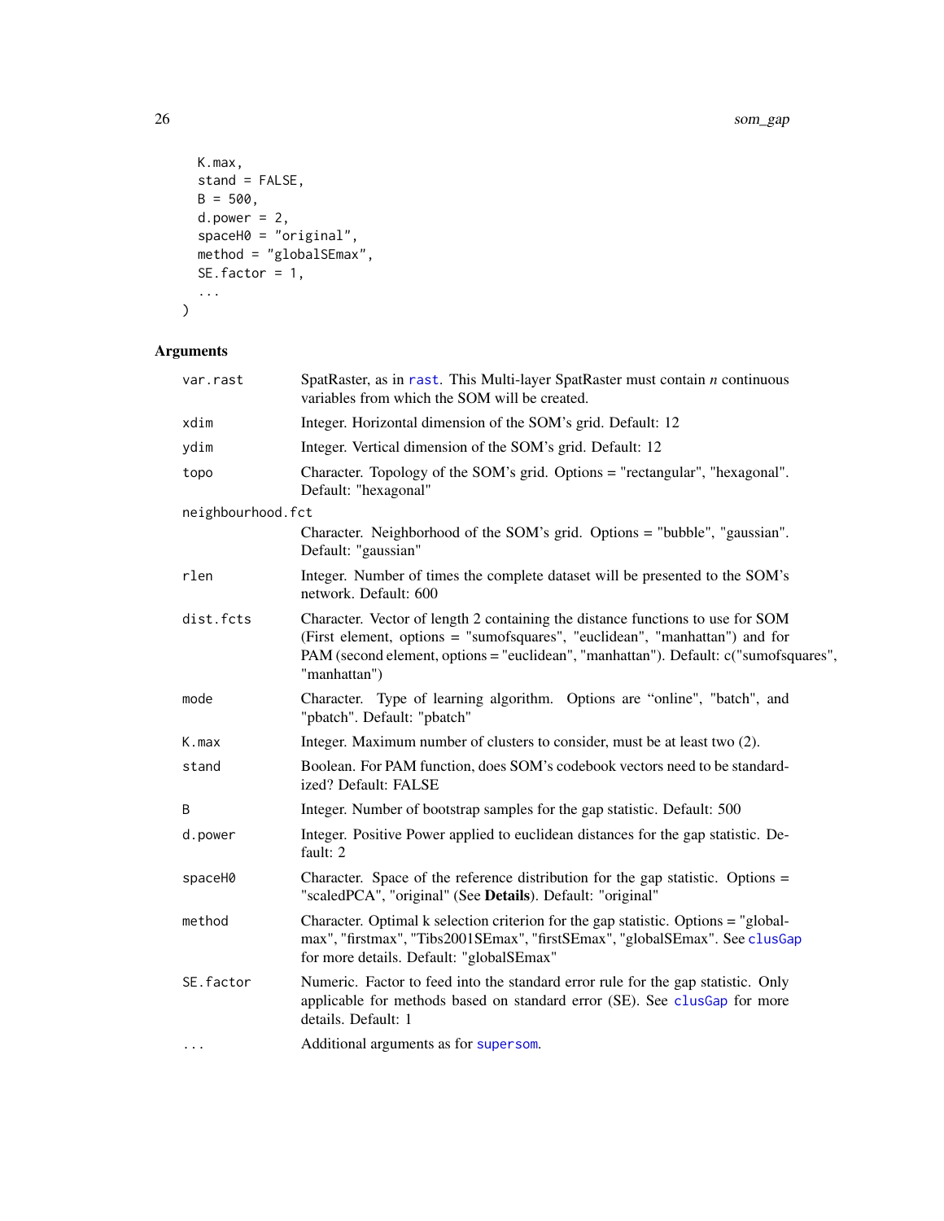```
  K.max,
  stand = FALSE,
  B = 500,
  d.power = 2,
  spaceH0 = "original",
  method = "globalSEmax",
  SE.factor = 1,
  ...
)
```

## Arguments

| Argument | Description |
|---|---|
| `var.rast` | SpatRaster, as in `rast`. This Multi-layer SpatRaster must contain *n* continuous variables from which the SOM will be created. |
| `xdim` | Integer. Horizontal dimension of the SOM's grid. Default: 12 |
| `ydim` | Integer. Vertical dimension of the SOM's grid. Default: 12 |
| `topo` | Character. Topology of the SOM's grid. Options = "rectangular", "hexagonal". Default: "hexagonal" |
| `neighbourhood.fct` | Character. Neighborhood of the SOM's grid. Options = "bubble", "gaussian". Default: "gaussian" |
| `rlen` | Integer. Number of times the complete dataset will be presented to the SOM's network. Default: 600 |
| `dist.fcts` | Character. Vector of length 2 containing the distance functions to use for SOM (First element, options = "sumofsquares", "euclidean", "manhattan") and for PAM (second element, options = "euclidean", "manhattan"). Default: c("sumofsquares", "manhattan") |
| `mode` | Character. Type of learning algorithm. Options are "online", "batch", and "pbatch". Default: "pbatch" |
| `K.max` | Integer. Maximum number of clusters to consider, must be at least two (2). |
| `stand` | Boolean. For PAM function, does SOM's codebook vectors need to be standardized? Default: FALSE |
| `B` | Integer. Number of bootstrap samples for the gap statistic. Default: 500 |
| `d.power` | Integer. Positive Power applied to euclidean distances for the gap statistic. Default: 2 |
| `spaceH0` | Character. Space of the reference distribution for the gap statistic. Options = "scaledPCA", "original" (See **Details**). Default: "original" |
| `method` | Character. Optimal k selection criterion for the gap statistic. Options = "globalmax", "firstmax", "Tibs2001SEmax", "firstSEmax", "globalSEmax". See `clusGap` for more details. Default: "globalSEmax" |
| `SE.factor` | Numeric. Factor to feed into the standard error rule for the gap statistic. Only applicable for methods based on standard error (SE). See `clusGap` for more details. Default: 1 |
| `...` | Additional arguments as for `supersom`. |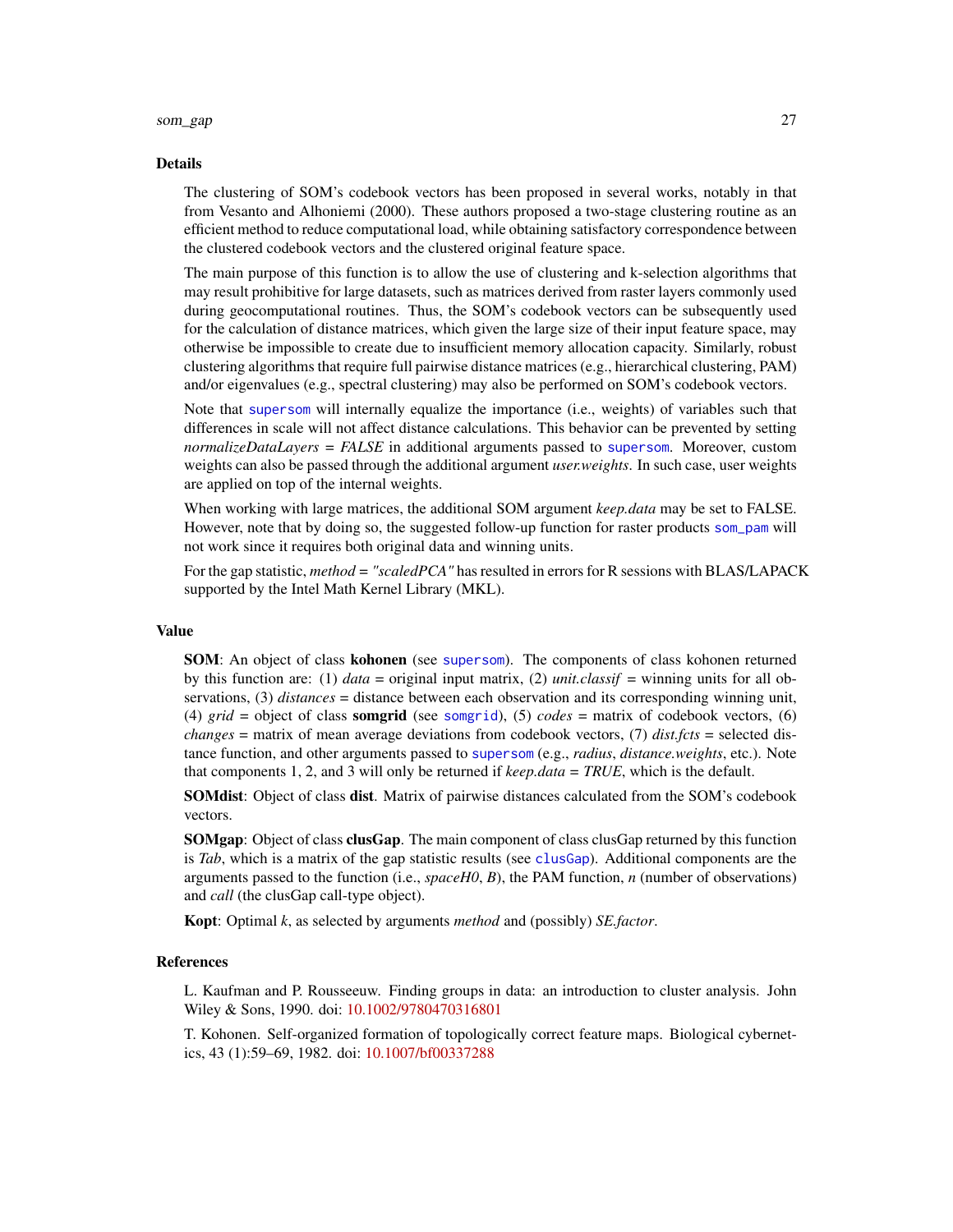## Details

The clustering of SOM's codebook vectors has been proposed in several works, notably in that from Vesanto and Alhoniemi (2000). These authors proposed a two-stage clustering routine as an efficient method to reduce computational load, while obtaining satisfactory correspondence between the clustered codebook vectors and the clustered original feature space.

The main purpose of this function is to allow the use of clustering and k-selection algorithms that may result prohibitive for large datasets, such as matrices derived from raster layers commonly used during geocomputational routines. Thus, the SOM's codebook vectors can be subsequently used for the calculation of distance matrices, which given the large size of their input feature space, may otherwise be impossible to create due to insufficient memory allocation capacity. Similarly, robust clustering algorithms that require full pairwise distance matrices (e.g., hierarchical clustering, PAM) and/or eigenvalues (e.g., spectral clustering) may also be performed on SOM's codebook vectors.

Note that supersom will internally equalize the importance (i.e., weights) of variables such that differences in scale will not affect distance calculations. This behavior can be prevented by setting *normalizeDataLayers = FALSE* in additional arguments passed to supersom. Moreover, custom weights can also be passed through the additional argument *user.weights*. In such case, user weights are applied on top of the internal weights.

When working with large matrices, the additional SOM argument *keep.data* may be set to FALSE. However, note that by doing so, the suggested follow-up function for raster products som_pam will not work since it requires both original data and winning units.

For the gap statistic, *method = "scaledPCA"* has resulted in errors for R sessions with BLAS/LAPACK supported by the Intel Math Kernel Library (MKL).

## Value

**SOM**: An object of class **kohonen** (see supersom). The components of class kohonen returned by this function are: (1) *data* = original input matrix, (2) *unit.classif* = winning units for all observations, (3) *distances* = distance between each observation and its corresponding winning unit, (4) *grid* = object of class **somgrid** (see somgrid), (5) *codes* = matrix of codebook vectors, (6) *changes* = matrix of mean average deviations from codebook vectors, (7) *dist.fcts* = selected distance function, and other arguments passed to supersom (e.g., *radius*, *distance.weights*, etc.). Note that components 1, 2, and 3 will only be returned if *keep.data = TRUE*, which is the default.

**SOMdist**: Object of class **dist**. Matrix of pairwise distances calculated from the SOM's codebook vectors.

**SOMgap**: Object of class **clusGap**. The main component of class clusGap returned by this function is *Tab*, which is a matrix of the gap statistic results (see clusGap). Additional components are the arguments passed to the function (i.e., *spaceH0*, *B*), the PAM function, *n* (number of observations) and *call* (the clusGap call-type object).

**Kopt**: Optimal *k*, as selected by arguments *method* and (possibly) *SE.factor*.

## References

L. Kaufman and P. Rousseeuw. Finding groups in data: an introduction to cluster analysis. John Wiley & Sons, 1990. doi: 10.1002/9780470316801

T. Kohonen. Self-organized formation of topologically correct feature maps. Biological cybernetics, 43 (1):59–69, 1982. doi: 10.1007/bf00337288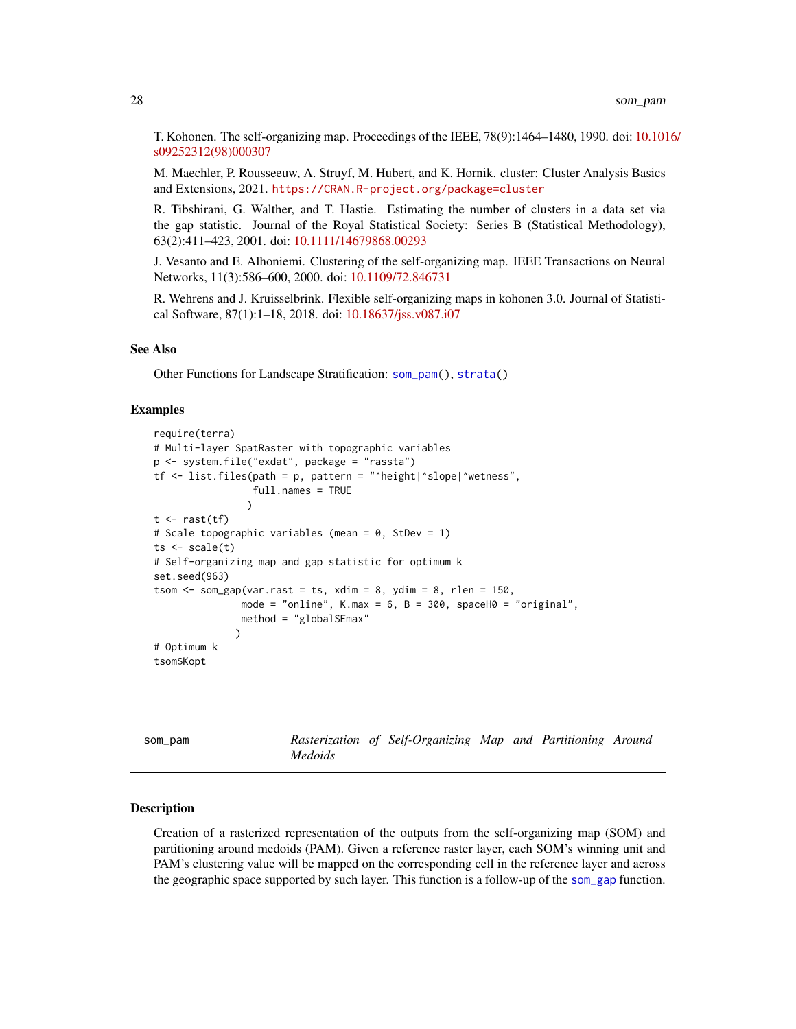T. Kohonen. The self-organizing map. Proceedings of the IEEE, 78(9):1464–1480, 1990. doi: 10.1016/s09252312(98)000307

M. Maechler, P. Rousseeuw, A. Struyf, M. Hubert, and K. Hornik. cluster: Cluster Analysis Basics and Extensions, 2021. https://CRAN.R-project.org/package=cluster

R. Tibshirani, G. Walther, and T. Hastie. Estimating the number of clusters in a data set via the gap statistic. Journal of the Royal Statistical Society: Series B (Statistical Methodology), 63(2):411–423, 2001. doi: 10.1111/14679868.00293

J. Vesanto and E. Alhoniemi. Clustering of the self-organizing map. IEEE Transactions on Neural Networks, 11(3):586–600, 2000. doi: 10.1109/72.846731

R. Wehrens and J. Kruisselbrink. Flexible self-organizing maps in kohonen 3.0. Journal of Statistical Software, 87(1):1–18, 2018. doi: 10.18637/jss.v087.i07

### See Also

Other Functions for Landscape Stratification: som_pam(), strata()

### Examples

```
require(terra)
# Multi-layer SpatRaster with topographic variables
p <- system.file("exdat", package = "rassta")
tf <- list.files(path = p, pattern = "^height|^slope|^wetness",
                 full.names = TRUE
                )
t <- rast(tf)
# Scale topographic variables (mean = 0, StDev = 1)
ts <- scale(t)
# Self-organizing map and gap statistic for optimum k
set.seed(963)
tsom <- som_gap(var.rast = ts, xdim = 8, ydim = 8, rlen = 150,
               mode = "online", K.max = 6, B = 300, spaceH0 = "original",
               method = "globalSEmax"
              )
# Optimum k
tsom$Kopt
```

---

## som_pam — *Rasterization of Self-Organizing Map and Partitioning Around Medoids*

### Description

Creation of a rasterized representation of the outputs from the self-organizing map (SOM) and partitioning around medoids (PAM). Given a reference raster layer, each SOM's winning unit and PAM's clustering value will be mapped on the corresponding cell in the reference layer and across the geographic space supported by such layer. This function is a follow-up of the som_gap function.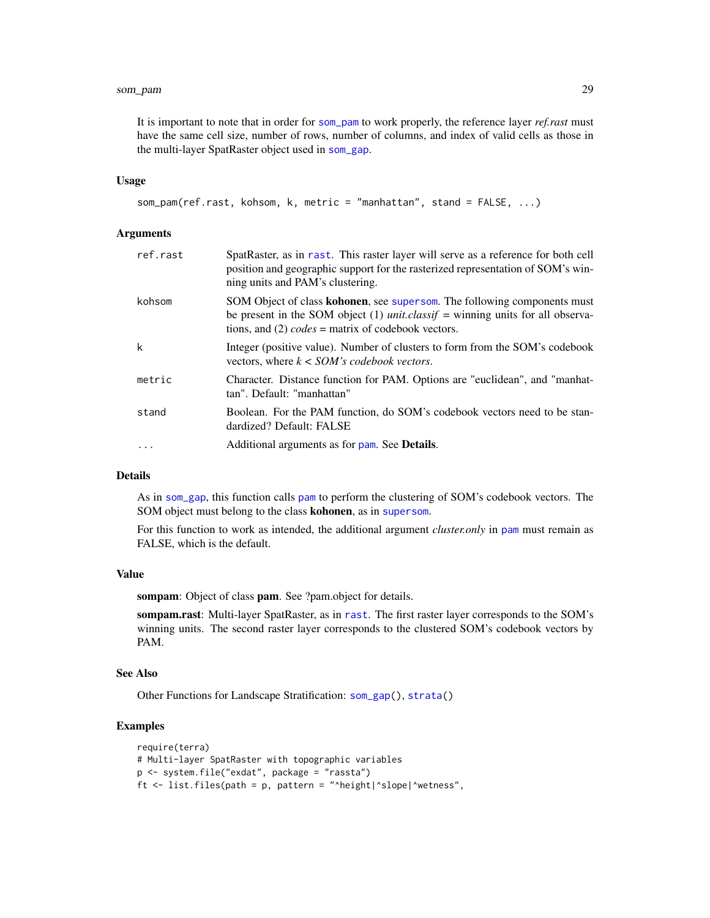It is important to note that in order for som_pam to work properly, the reference layer *ref.rast* must have the same cell size, number of rows, number of columns, and index of valid cells as those in the multi-layer SpatRaster object used in som_gap.

### Usage

```
som_pam(ref.rast, kohsom, k, metric = "manhattan", stand = FALSE, ...)
```

### Arguments

| | |
|---|---|
| ref.rast | SpatRaster, as in rast. This raster layer will serve as a reference for both cell position and geographic support for the rasterized representation of SOM's winning units and PAM's clustering. |
| kohsom | SOM Object of class **kohonen**, see supersom. The following components must be present in the SOM object (1) *unit.classif* = winning units for all observations, and (2) *codes* = matrix of codebook vectors. |
| k | Integer (positive value). Number of clusters to form from the SOM's codebook vectors, where *k < SOM's codebook vectors*. |
| metric | Character. Distance function for PAM. Options are "euclidean", and "manhattan". Default: "manhattan" |
| stand | Boolean. For the PAM function, do SOM's codebook vectors need to be standardized? Default: FALSE |
| ... | Additional arguments as for pam. See **Details**. |

### Details

As in som_gap, this function calls pam to perform the clustering of SOM's codebook vectors. The SOM object must belong to the class **kohonen**, as in supersom.

For this function to work as intended, the additional argument *cluster.only* in pam must remain as FALSE, which is the default.

### Value

**sompam**: Object of class **pam**. See ?pam.object for details.

**sompam.rast**: Multi-layer SpatRaster, as in rast. The first raster layer corresponds to the SOM's winning units. The second raster layer corresponds to the clustered SOM's codebook vectors by PAM.

### See Also

Other Functions for Landscape Stratification: som_gap(), strata()

### Examples

```
require(terra)
# Multi-layer SpatRaster with topographic variables
p <- system.file("exdat", package = "rassta")
ft <- list.files(path = p, pattern = "^height|^slope|^wetness",
```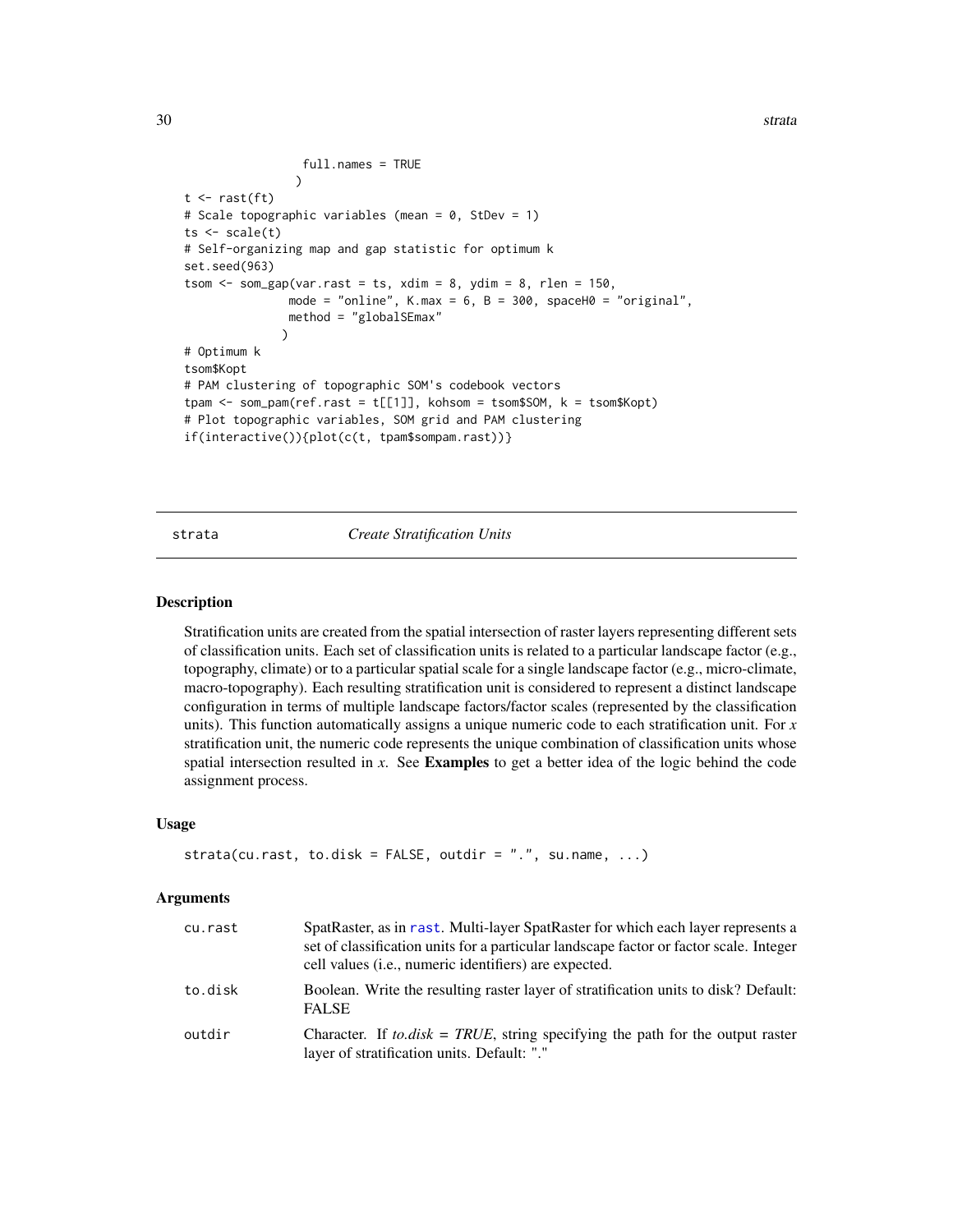```
                full.names = TRUE
              )
t <- rast(ft)
# Scale topographic variables (mean = 0, StDev = 1)
ts <- scale(t)
# Self-organizing map and gap statistic for optimum k
set.seed(963)
tsom <- som_gap(var.rast = ts, xdim = 8, ydim = 8, rlen = 150,
              mode = "online", K.max = 6, B = 300, spaceH0 = "original",
              method = "globalSEmax"
             )
# Optimum k
tsom$Kopt
# PAM clustering of topographic SOM's codebook vectors
tpam <- som_pam(ref.rast = t[[1]], kohsom = tsom$SOM, k = tsom$Kopt)
# Plot topographic variables, SOM grid and PAM clustering
if(interactive()){plot(c(t, tpam$sompam.rast))}
```

---

## strata — *Create Stratification Units*

### Description

Stratification units are created from the spatial intersection of raster layers representing different sets of classification units. Each set of classification units is related to a particular landscape factor (e.g., topography, climate) or to a particular spatial scale for a single landscape factor (e.g., micro-climate, macro-topography). Each resulting stratification unit is considered to represent a distinct landscape configuration in terms of multiple landscape factors/factor scales (represented by the classification units). This function automatically assigns a unique numeric code to each stratification unit. For *x* stratification unit, the numeric code represents the unique combination of classification units whose spatial intersection resulted in *x*. See **Examples** to get a better idea of the logic behind the code assignment process.

### Usage

```
strata(cu.rast, to.disk = FALSE, outdir = ".", su.name, ...)
```

### Arguments

| | |
|---|---|
| cu.rast | SpatRaster, as in rast. Multi-layer SpatRaster for which each layer represents a set of classification units for a particular landscape factor or factor scale. Integer cell values (i.e., numeric identifiers) are expected. |
| to.disk | Boolean. Write the resulting raster layer of stratification units to disk? Default: FALSE |
| outdir | Character. If *to.disk = TRUE*, string specifying the path for the output raster layer of stratification units. Default: "." |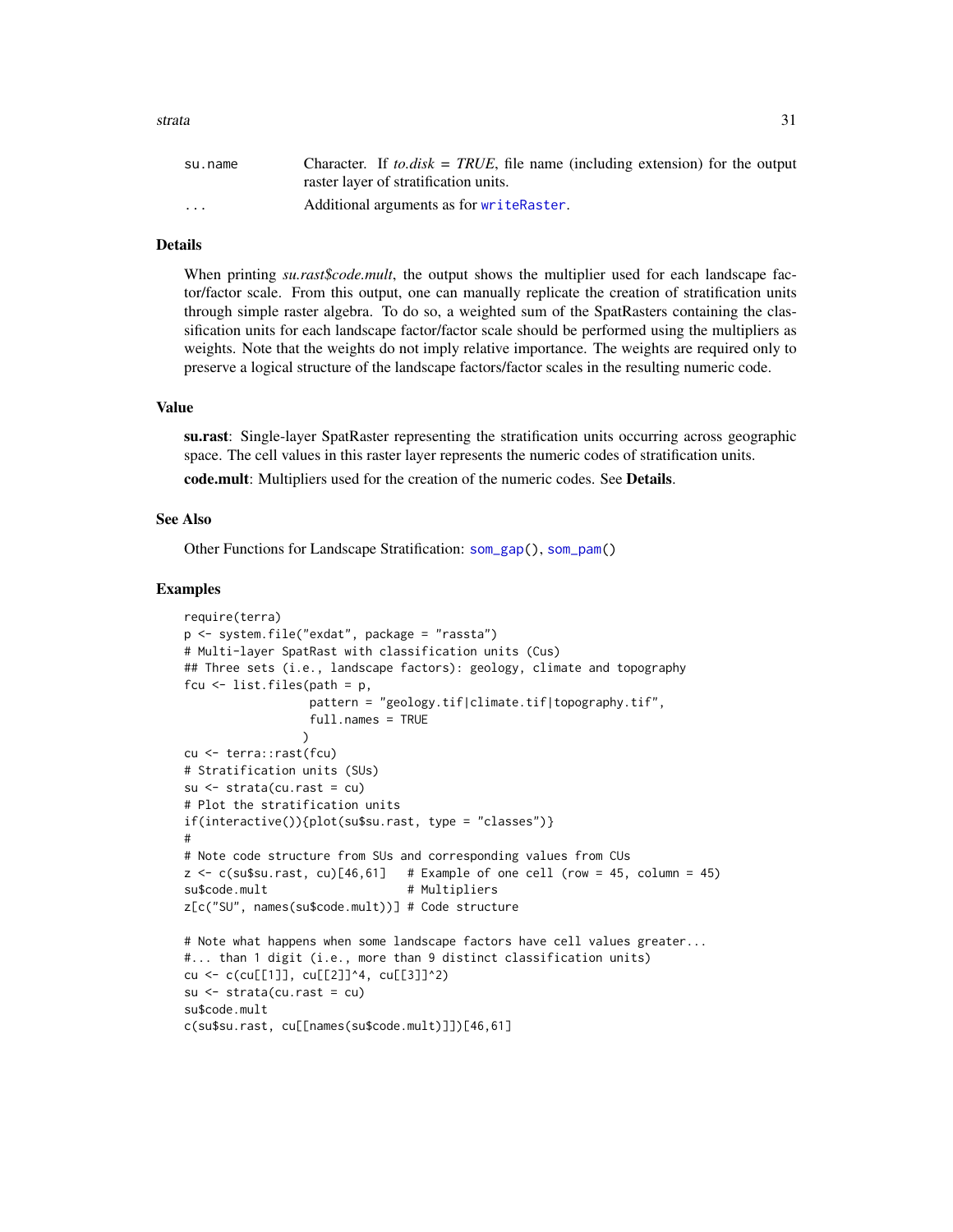| | |
|---|---|
| su.name | Character. If *to.disk = TRUE*, file name (including extension) for the output raster layer of stratification units. |
| ... | Additional arguments as for writeRaster. |

### Details

When printing *su.rast$code.mult*, the output shows the multiplier used for each landscape factor/factor scale. From this output, one can manually replicate the creation of stratification units through simple raster algebra. To do so, a weighted sum of the SpatRasters containing the classification units for each landscape factor/factor scale should be performed using the multipliers as weights. Note that the weights do not imply relative importance. The weights are required only to preserve a logical structure of the landscape factors/factor scales in the resulting numeric code.

### Value

**su.rast**: Single-layer SpatRaster representing the stratification units occurring across geographic space. The cell values in this raster layer represents the numeric codes of stratification units.

**code.mult**: Multipliers used for the creation of the numeric codes. See **Details**.

### See Also

Other Functions for Landscape Stratification: som_gap(), som_pam()

### Examples

```
require(terra)
p <- system.file("exdat", package = "rassta")
# Multi-layer SpatRast with classification units (Cus)
## Three sets (i.e., landscape factors): geology, climate and topography
fcu <- list.files(path = p,
                  pattern = "geology.tif|climate.tif|topography.tif",
                  full.names = TRUE
                 )
cu <- terra::rast(fcu)
# Stratification units (SUs)
su <- strata(cu.rast = cu)
# Plot the stratification units
if(interactive()){plot(su$su.rast, type = "classes")}
#
# Note code structure from SUs and corresponding values from CUs
z <- c(su$su.rast, cu)[46,61]   # Example of one cell (row = 45, column = 45)
su$code.mult                    # Multipliers
z[c("SU", names(su$code.mult))] # Code structure

# Note what happens when some landscape factors have cell values greater...
#... than 1 digit (i.e., more than 9 distinct classification units)
cu <- c(cu[[1]], cu[[2]]^4, cu[[3]]^2)
su <- strata(cu.rast = cu)
su$code.mult
c(su$su.rast, cu[[names(su$code.mult)]])[46,61]
```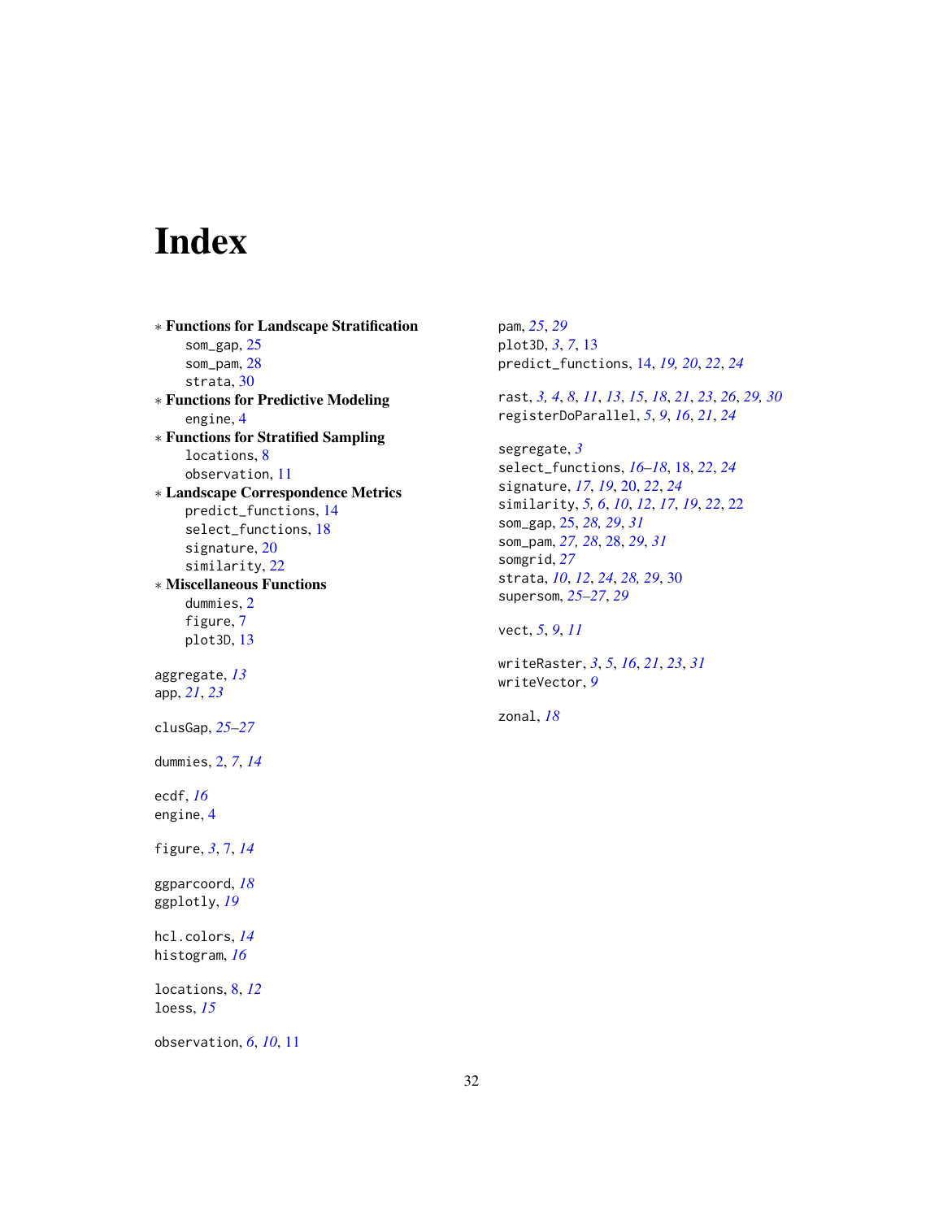# Index

∗ **Functions for Landscape Stratification**
    som_gap, 25
    som_pam, 28
    strata, 30
∗ **Functions for Predictive Modeling**
    engine, 4
∗ **Functions for Stratified Sampling**
    locations, 8
    observation, 11
∗ **Landscape Correspondence Metrics**
    predict_functions, 14
    select_functions, 18
    signature, 20
    similarity, 22
∗ **Miscellaneous Functions**
    dummies, 2
    figure, 7
    plot3D, 13

aggregate, *13*
app, *21*, *23*

clusGap, *25–27*

dummies, 2, *7*, *14*

ecdf, *16*
engine, 4

figure, *3*, 7, *14*

ggparcoord, *18*
ggplotly, *19*

hcl.colors, *14*
histogram, *16*

locations, 8, *12*
loess, *15*

observation, *6*, *10*, 11

pam, *25*, *29*
plot3D, *3*, *7*, 13
predict_functions, 14, *19, 20*, *22*, *24*

rast, *3, 4*, *8*, *11*, *13*, *15*, *18*, *21*, *23*, *26*, *29, 30*
registerDoParallel, *5*, *9*, *16*, *21*, *24*

segregate, *3*
select_functions, *16–18*, 18, *22*, *24*
signature, *17*, *19*, 20, *22*, *24*
similarity, *5, 6*, *10*, *12*, *17*, *19*, *22*, 22
som_gap, 25, *28, 29*, *31*
som_pam, *27, 28*, 28, *29*, *31*
somgrid, *27*
strata, *10*, *12*, *24*, *28, 29*, 30
supersom, *25–27*, *29*

vect, *5*, *9*, *11*

writeRaster, *3*, *5*, *16*, *21*, *23*, *31*
writeVector, *9*

zonal, *18*